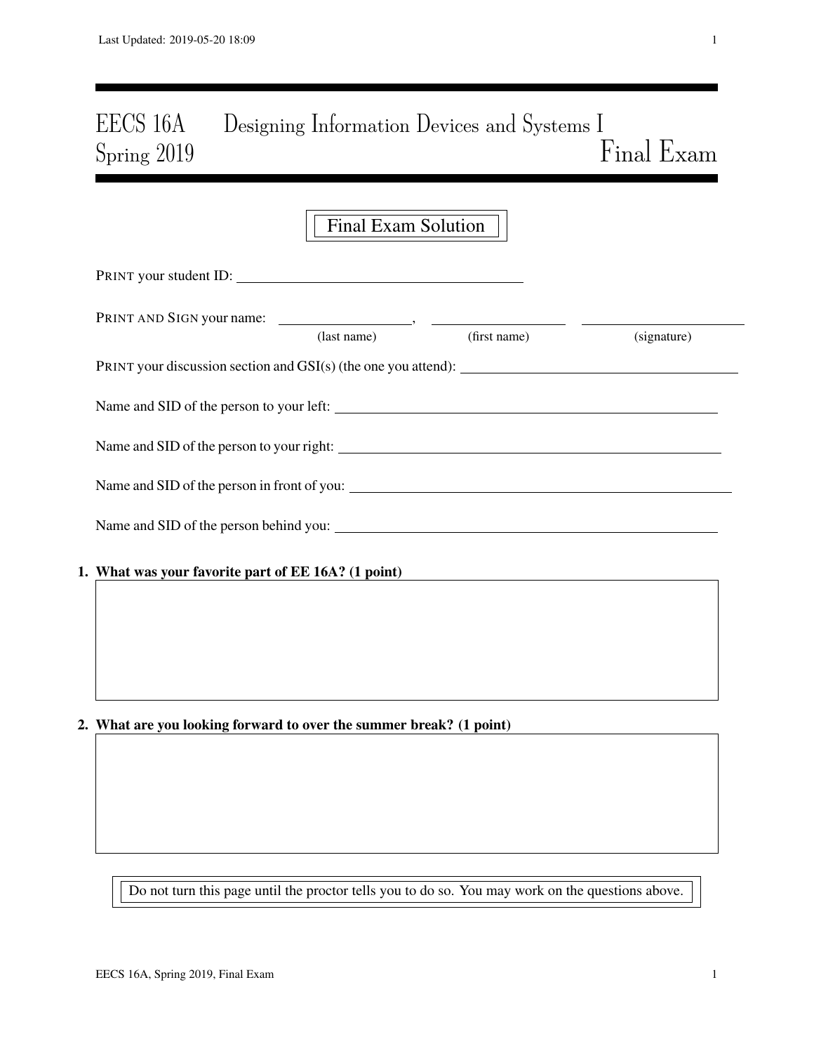# EECS 16A Designing Information Devices and Systems I
## Spring 2019 Final Exam

Final Exam Solution

PRINT your student ID: ________________________________

PRINT AND SIGN your name: ________________, ________________ ________________
(last name) (first name) (signature)

PRINT your discussion section and GSI(s) (the one you attend): ________________________________

Name and SID of the person to your left: ________________________________

Name and SID of the person to your right: ________________________________

Name and SID of the person in front of you: ________________________________

Name and SID of the person behind you: ________________________________

**1. What was your favorite part of EE 16A? (1 point)**

**2. What are you looking forward to over the summer break? (1 point)**

Do not turn this page until the proctor tells you to do so. You may work on the questions above.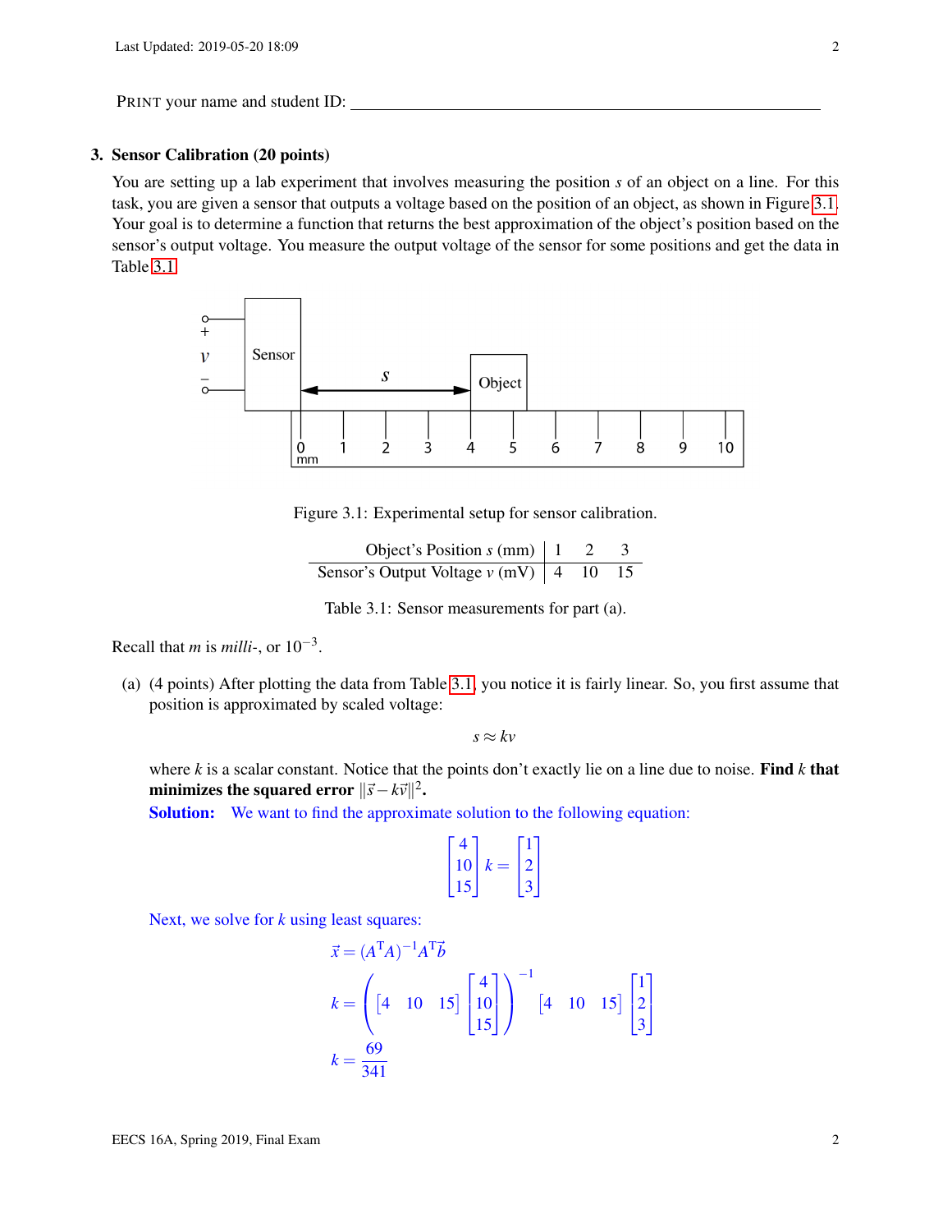PRINT your name and student ID: ______________________________

## 3. Sensor Calibration (20 points)

You are setting up a lab experiment that involves measuring the position $s$ of an object on a line. For this task, you are given a sensor that outputs a voltage based on the position of an object, as shown in Figure 3.1. Your goal is to determine a function that returns the best approximation of the object's position based on the sensor's output voltage. You measure the output voltage of the sensor for some positions and get the data in Table 3.1.

Figure 3.1: Experimental setup for sensor calibration.

| Object's Position $s$ (mm) | 1 | 2 | 3 |
|---|---|---|---|
| Sensor's Output Voltage $v$ (mV) | 4 | 10 | 15 |

Table 3.1: Sensor measurements for part (a).

Recall that $m$ is *milli-*, or $10^{-3}$.

(a) (4 points) After plotting the data from Table 3.1, you notice it is fairly linear. So, you first assume that position is approximated by scaled voltage:

$$s \approx kv$$

where $k$ is a scalar constant. Notice that the points don't exactly lie on a line due to noise. **Find $k$ that minimizes the squared error $\|\vec{s} - k\vec{v}\|^2$.**

**Solution:** We want to find the approximate solution to the following equation:

$$\begin{bmatrix} 4 \\ 10 \\ 15 \end{bmatrix} k = \begin{bmatrix} 1 \\ 2 \\ 3 \end{bmatrix}$$

Next, we solve for $k$ using least squares:

$$\vec{x} = (A^{\mathrm{T}}A)^{-1}A^{\mathrm{T}}\vec{b}$$

$$k = \left( \begin{bmatrix} 4 & 10 & 15 \end{bmatrix} \begin{bmatrix} 4 \\ 10 \\ 15 \end{bmatrix} \right)^{-1} \begin{bmatrix} 4 & 10 & 15 \end{bmatrix} \begin{bmatrix} 1 \\ 2 \\ 3 \end{bmatrix}$$

$$k = \frac{69}{341}$$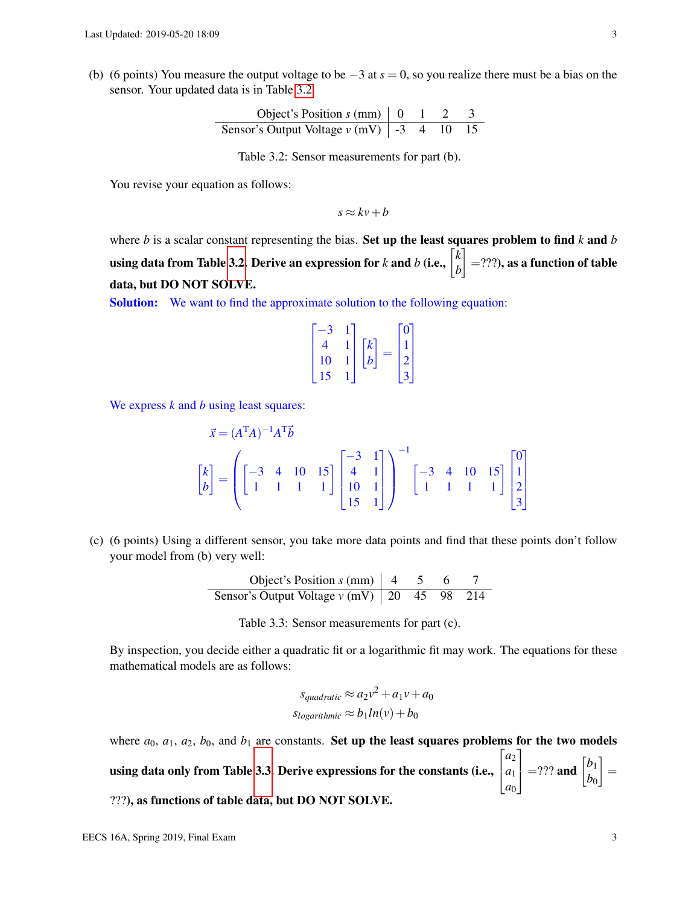(b) (6 points) You measure the output voltage to be $-3$ at $s = 0$, so you realize there must be a bias on the sensor. Your updated data is in Table 3.2.

| Object's Position $s$ (mm) | 0 | 1 | 2 | 3 |
|---|---|---|---|---|
| Sensor's Output Voltage $v$ (mV) | -3 | 4 | 10 | 15 |

Table 3.2: Sensor measurements for part (b).

You revise your equation as follows:

$$s \approx kv + b$$

where $b$ is a scalar constant representing the bias. **Set up the least squares problem to find $k$ and $b$ using data from Table 3.2. Derive an expression for $k$ and $b$ (i.e., $\begin{bmatrix} k \\ b \end{bmatrix}$ =???), as a function of table data, but DO NOT SOLVE.**

**Solution:** We want to find the approximate solution to the following equation:

$$\begin{bmatrix} -3 & 1 \\ 4 & 1 \\ 10 & 1 \\ 15 & 1 \end{bmatrix} \begin{bmatrix} k \\ b \end{bmatrix} = \begin{bmatrix} 0 \\ 1 \\ 2 \\ 3 \end{bmatrix}$$

We express $k$ and $b$ using least squares:

$$\vec{x} = (A^{\mathrm{T}}A)^{-1}A^{\mathrm{T}}\vec{b}$$

$$\begin{bmatrix} k \\ b \end{bmatrix} = \left( \begin{bmatrix} -3 & 4 & 10 & 15 \\ 1 & 1 & 1 & 1 \end{bmatrix} \begin{bmatrix} -3 & 1 \\ 4 & 1 \\ 10 & 1 \\ 15 & 1 \end{bmatrix} \right)^{-1} \begin{bmatrix} -3 & 4 & 10 & 15 \\ 1 & 1 & 1 & 1 \end{bmatrix} \begin{bmatrix} 0 \\ 1 \\ 2 \\ 3 \end{bmatrix}$$

(c) (6 points) Using a different sensor, you take more data points and find that these points don't follow your model from (b) very well:

| Object's Position $s$ (mm) | 4 | 5 | 6 | 7 |
|---|---|---|---|---|
| Sensor's Output Voltage $v$ (mV) | 20 | 45 | 98 | 214 |

Table 3.3: Sensor measurements for part (c).

By inspection, you decide either a quadratic fit or a logarithmic fit may work. The equations for these mathematical models are as follows:

$$s_{quadratic} \approx a_2 v^2 + a_1 v + a_0$$
$$s_{logarithmic} \approx b_1 ln(v) + b_0$$

where $a_0$, $a_1$, $a_2$, $b_0$, and $b_1$ are constants. **Set up the least squares problems for the two models using data only from Table 3.3. Derive expressions for the constants (i.e., $\begin{bmatrix} a_2 \\ a_1 \\ a_0 \end{bmatrix}$ =??? and $\begin{bmatrix} b_1 \\ b_0 \end{bmatrix}$ = ???), as functions of table data, but DO NOT SOLVE.**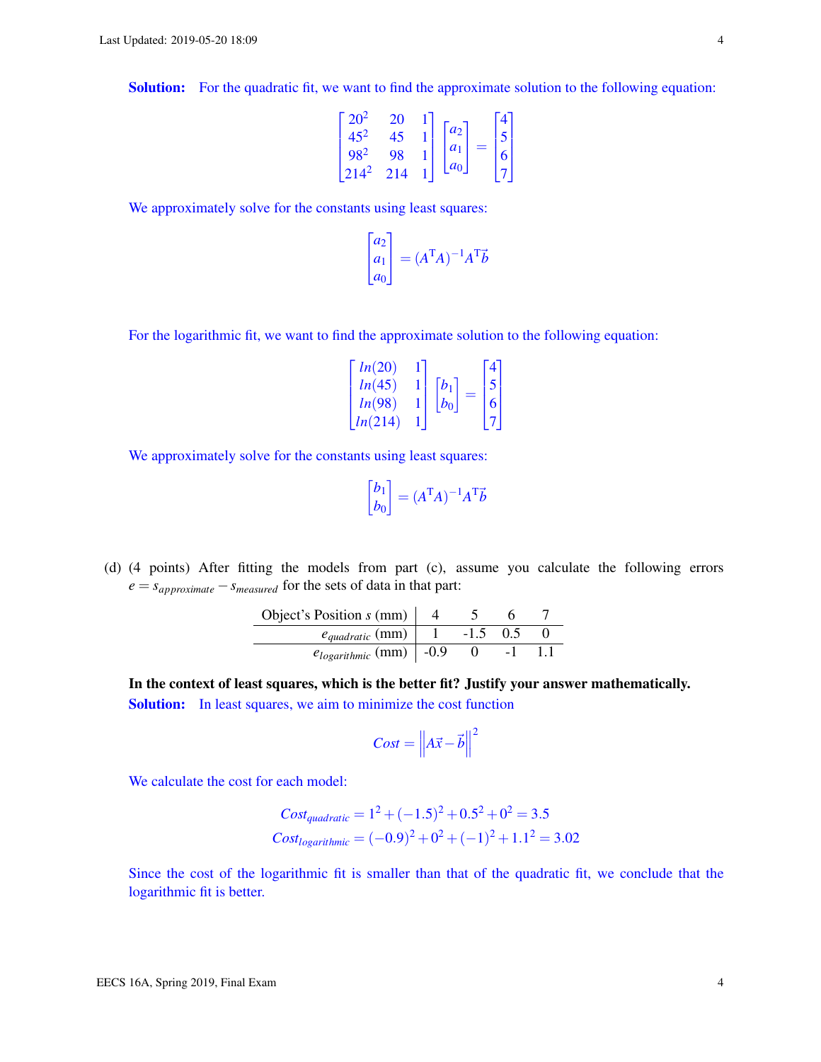**Solution:** For the quadratic fit, we want to find the approximate solution to the following equation:

$$\begin{bmatrix} 20^2 & 20 & 1 \\ 45^2 & 45 & 1 \\ 98^2 & 98 & 1 \\ 214^2 & 214 & 1 \end{bmatrix} \begin{bmatrix} a_2 \\ a_1 \\ a_0 \end{bmatrix} = \begin{bmatrix} 4 \\ 5 \\ 6 \\ 7 \end{bmatrix}$$

We approximately solve for the constants using least squares:

$$\begin{bmatrix} a_2 \\ a_1 \\ a_0 \end{bmatrix} = (A^{\mathrm{T}}A)^{-1}A^{\mathrm{T}}\vec{b}$$

For the logarithmic fit, we want to find the approximate solution to the following equation:

$$\begin{bmatrix} ln(20) & 1 \\ ln(45) & 1 \\ ln(98) & 1 \\ ln(214) & 1 \end{bmatrix} \begin{bmatrix} b_1 \\ b_0 \end{bmatrix} = \begin{bmatrix} 4 \\ 5 \\ 6 \\ 7 \end{bmatrix}$$

We approximately solve for the constants using least squares:

$$\begin{bmatrix} b_1 \\ b_0 \end{bmatrix} = (A^{\mathrm{T}}A)^{-1}A^{\mathrm{T}}\vec{b}$$

(d) (4 points) After fitting the models from part (c), assume you calculate the following errors $e = s_{approximate} - s_{measured}$ for the sets of data in that part:

| Object's Position $s$ (mm) | 4 | 5 | 6 | 7 |
|---|---|---|---|---|
| $e_{quadratic}$ (mm) | 1 | -1.5 | 0.5 | 0 |
| $e_{logarithmic}$ (mm) | -0.9 | 0 | -1 | 1.1 |

**In the context of least squares, which is the better fit? Justify your answer mathematically.**

**Solution:** In least squares, we aim to minimize the cost function

$$Cost = \left\| A\vec{x} - \vec{b} \right\|^2$$

We calculate the cost for each model:

$$Cost_{quadratic} = 1^2 + (-1.5)^2 + 0.5^2 + 0^2 = 3.5$$
$$Cost_{logarithmic} = (-0.9)^2 + 0^2 + (-1)^2 + 1.1^2 = 3.02$$

Since the cost of the logarithmic fit is smaller than that of the quadratic fit, we conclude that the logarithmic fit is better.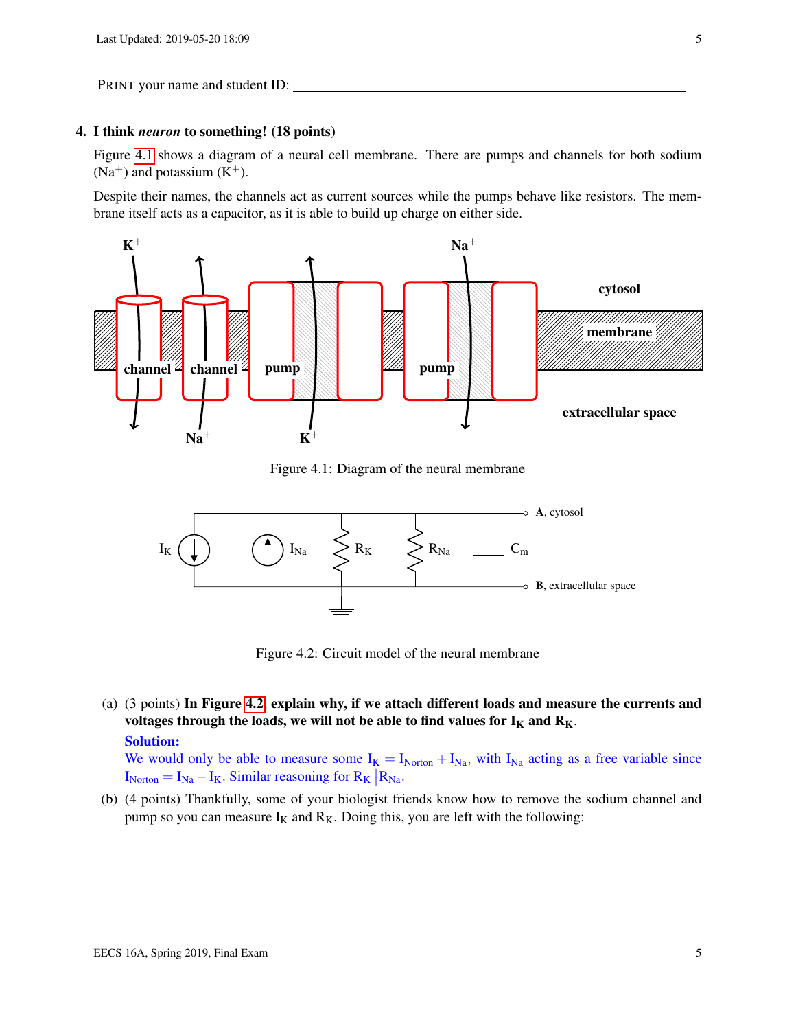PRINT your name and student ID: ____________________________________________

## 4. I think *neuron* to something! (18 points)

Figure 4.1 shows a diagram of a neural cell membrane. There are pumps and channels for both sodium ($Na^+$) and potassium ($K^+$).

Despite their names, the channels act as current sources while the pumps behave like resistors. The membrane itself acts as a capacitor, as it is able to build up charge on either side.

Figure 4.1: Diagram of the neural membrane

Figure 4.2: Circuit model of the neural membrane

(a) (3 points) **In Figure 4.2, explain why, if we attach different loads and measure the currents and voltages through the loads, we will not be able to find values for $I_K$ and $R_K$.**

**Solution:**
We would only be able to measure some $I_K = I_{Norton} + I_{Na}$, with $I_{Na}$ acting as a free variable since $I_{Norton} = I_{Na} - I_K$. Similar reasoning for $R_K \| R_{Na}$.

(b) (4 points) Thankfully, some of your biologist friends know how to remove the sodium channel and pump so you can measure $I_K$ and $R_K$. Doing this, you are left with the following: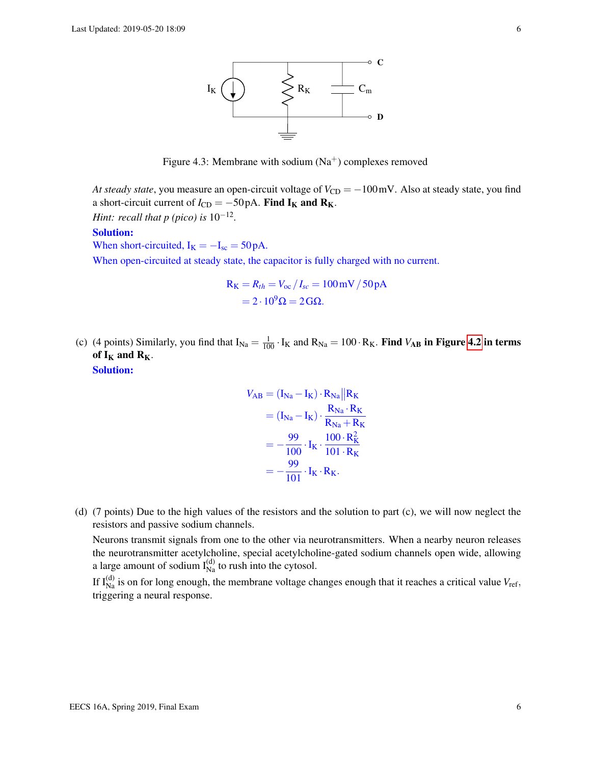Figure 4.3: Membrane with sodium ($Na^+$) complexes removed

*At steady state*, you measure an open-circuit voltage of $V_{CD} = -100\,\text{mV}$. Also at steady state, you find a short-circuit current of $I_{CD} = -50\,\text{pA}$. **Find $I_K$ and $R_K$.**
*Hint: recall that p (pico) is* $10^{-12}$.

**Solution:**
When short-circuited, $I_K = -I_{sc} = 50\,\text{pA}$.
When open-circuited at steady state, the capacitor is fully charged with no current.

$$
\begin{aligned}
R_K = R_{th} = V_{oc} / I_{sc} &= 100\,\text{mV} / 50\,\text{pA} \\
&= 2 \cdot 10^9\,\Omega = 2\,\text{G}\Omega.
\end{aligned}
$$

(c) (4 points) Similarly, you find that $I_{Na} = \frac{1}{100} \cdot I_K$ and $R_{Na} = 100 \cdot R_K$. **Find $V_{AB}$ in Figure 4.2 in terms of $I_K$ and $R_K$.**

**Solution:**

$$
\begin{aligned}
V_{AB} &= (I_{Na} - I_K) \cdot R_{Na} \| R_K \\
&= (I_{Na} - I_K) \cdot \frac{R_{Na} \cdot R_K}{R_{Na} + R_K} \\
&= -\frac{99}{100} \cdot I_K \cdot \frac{100 \cdot R_K^2}{101 \cdot R_K} \\
&= -\frac{99}{101} \cdot I_K \cdot R_K.
\end{aligned}
$$

(d) (7 points) Due to the high values of the resistors and the solution to part (c), we will now neglect the resistors and passive sodium channels.

Neurons transmit signals from one to the other via neurotransmitters. When a nearby neuron releases the neurotransmitter acetylcholine, special acetylcholine-gated sodium channels open wide, allowing a large amount of sodium $I_{Na}^{(d)}$ to rush into the cytosol.

If $I_{Na}^{(d)}$ is on for long enough, the membrane voltage changes enough that it reaches a critical value $V_{ref}$, triggering a neural response.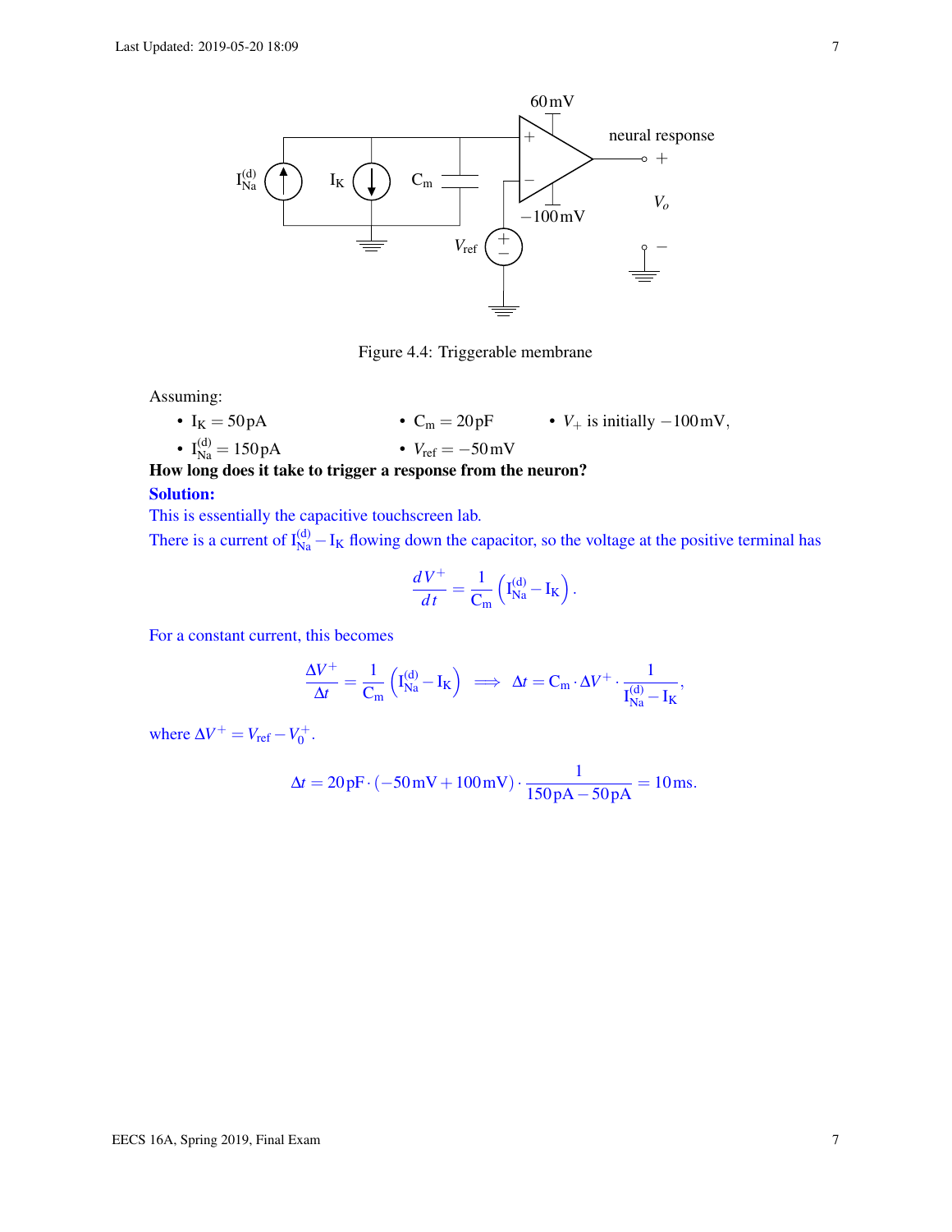Figure 4.4: Triggerable membrane

Assuming:

- $I_K = 50\,\text{pA}$
- $I_{Na}^{(d)} = 150\,\text{pA}$
- $C_m = 20\,\text{pF}$
- $V_{ref} = -50\,\text{mV}$
- $V_+$ is initially $-100\,\text{mV}$,

**How long does it take to trigger a response from the neuron?**

**Solution:**

This is essentially the capacitive touchscreen lab.

There is a current of $I_{Na}^{(d)} - I_K$ flowing down the capacitor, so the voltage at the positive terminal has

$$\frac{dV^+}{dt} = \frac{1}{C_m}\left(I_{Na}^{(d)} - I_K\right).$$

For a constant current, this becomes

$$\frac{\Delta V^+}{\Delta t} = \frac{1}{C_m}\left(I_{Na}^{(d)} - I_K\right) \implies \Delta t = C_m \cdot \Delta V^+ \cdot \frac{1}{I_{Na}^{(d)} - I_K},$$

where $\Delta V^+ = V_{ref} - V_0^+$.

$$\Delta t = 20\,\text{pF} \cdot (-50\,\text{mV} + 100\,\text{mV}) \cdot \frac{1}{150\,\text{pA} - 50\,\text{pA}} = 10\,\text{ms}.$$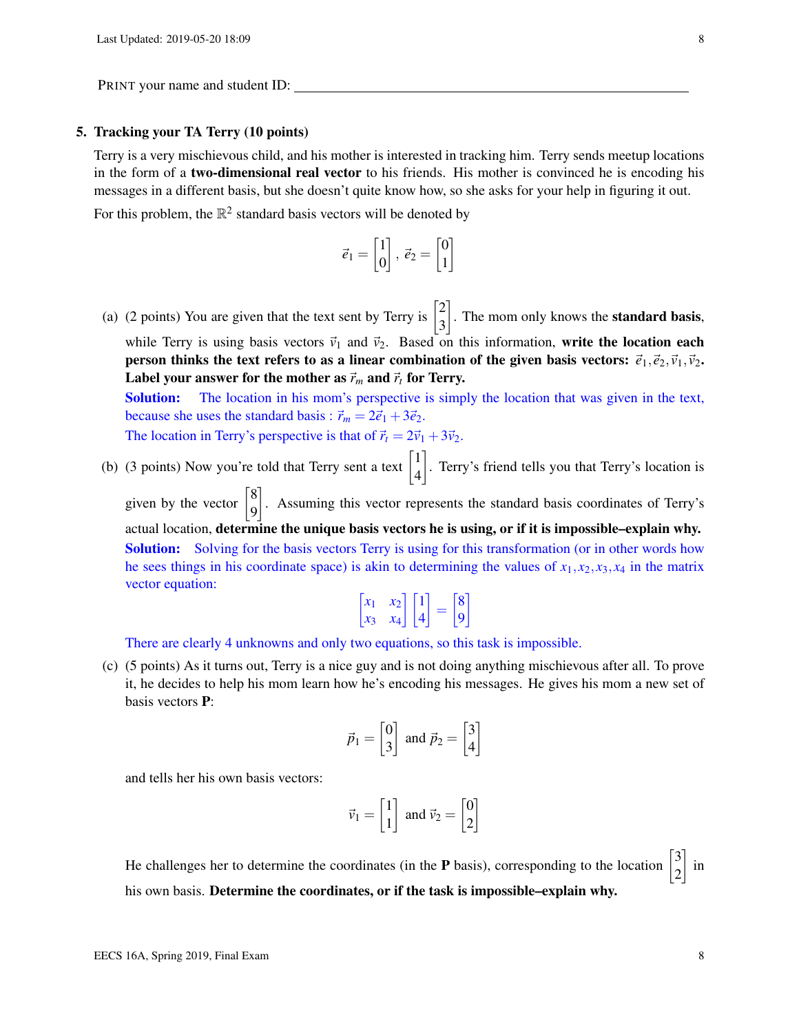PRINT your name and student ID: ______________________________

## 5. Tracking your TA Terry (10 points)

Terry is a very mischievous child, and his mother is interested in tracking him. Terry sends meetup locations in the form of a **two-dimensional real vector** to his friends. His mother is convinced he is encoding his messages in a different basis, but she doesn't quite know how, so she asks for your help in figuring it out.

For this problem, the $\mathbb{R}^2$ standard basis vectors will be denoted by

$$\vec{e}_1 = \begin{bmatrix} 1 \\ 0 \end{bmatrix}, \ \vec{e}_2 = \begin{bmatrix} 0 \\ 1 \end{bmatrix}$$

(a) (2 points) You are given that the text sent by Terry is $\begin{bmatrix} 2 \\ 3 \end{bmatrix}$. The mom only knows the **standard basis**, while Terry is using basis vectors $\vec{v}_1$ and $\vec{v}_2$. Based on this information, **write the location each person thinks the text refers to as a linear combination of the given basis vectors: $\vec{e}_1, \vec{e}_2, \vec{v}_1, \vec{v}_2$. Label your answer for the mother as $\vec{r}_m$ and $\vec{r}_t$ for Terry.**

**Solution:** The location in his mom's perspective is simply the location that was given in the text, because she uses the standard basis : $\vec{r}_m = 2\vec{e}_1 + 3\vec{e}_2$.

The location in Terry's perspective is that of $\vec{r}_t = 2\vec{v}_1 + 3\vec{v}_2$.

(b) (3 points) Now you're told that Terry sent a text $\begin{bmatrix} 1 \\ 4 \end{bmatrix}$. Terry's friend tells you that Terry's location is given by the vector $\begin{bmatrix} 8 \\ 9 \end{bmatrix}$. Assuming this vector represents the standard basis coordinates of Terry's actual location, **determine the unique basis vectors he is using, or if it is impossible–explain why.**

**Solution:** Solving for the basis vectors Terry is using for this transformation (or in other words how he sees things in his coordinate space) is akin to determining the values of $x_1, x_2, x_3, x_4$ in the matrix vector equation:

$$\begin{bmatrix} x_1 & x_2 \\ x_3 & x_4 \end{bmatrix} \begin{bmatrix} 1 \\ 4 \end{bmatrix} = \begin{bmatrix} 8 \\ 9 \end{bmatrix}$$

There are clearly 4 unknowns and only two equations, so this task is impossible.

(c) (5 points) As it turns out, Terry is a nice guy and is not doing anything mischievous after all. To prove it, he decides to help his mom learn how he's encoding his messages. He gives his mom a new set of basis vectors **P**:

$$\vec{p}_1 = \begin{bmatrix} 0 \\ 3 \end{bmatrix} \text{ and } \vec{p}_2 = \begin{bmatrix} 3 \\ 4 \end{bmatrix}$$

and tells her his own basis vectors:

$$\vec{v}_1 = \begin{bmatrix} 1 \\ 1 \end{bmatrix} \text{ and } \vec{v}_2 = \begin{bmatrix} 0 \\ 2 \end{bmatrix}$$

He challenges her to determine the coordinates (in the **P** basis), corresponding to the location $\begin{bmatrix} 3 \\ 2 \end{bmatrix}$ in his own basis. **Determine the coordinates, or if the task is impossible–explain why.**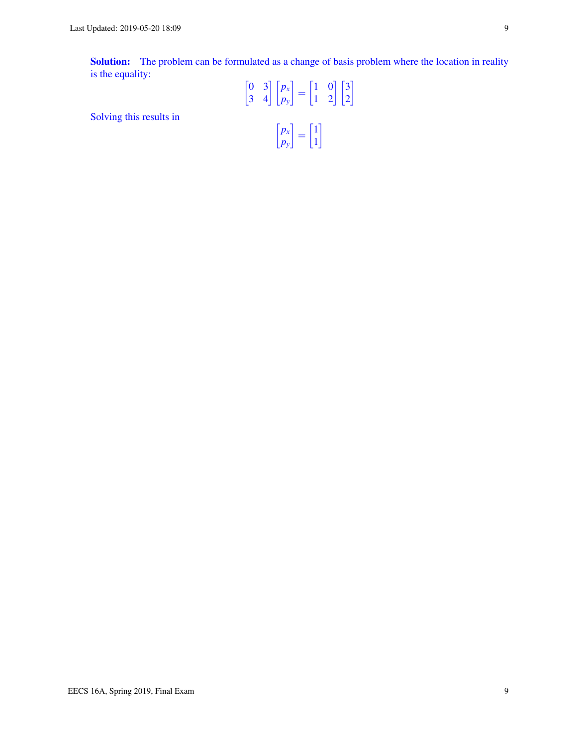**Solution:** The problem can be formulated as a change of basis problem where the location in reality is the equality:

$$\begin{bmatrix} 0 & 3 \\ 3 & 4 \end{bmatrix} \begin{bmatrix} p_x \\ p_y \end{bmatrix} = \begin{bmatrix} 1 & 0 \\ 1 & 2 \end{bmatrix} \begin{bmatrix} 3 \\ 2 \end{bmatrix}$$

Solving this results in

$$\begin{bmatrix} p_x \\ p_y \end{bmatrix} = \begin{bmatrix} 1 \\ 1 \end{bmatrix}$$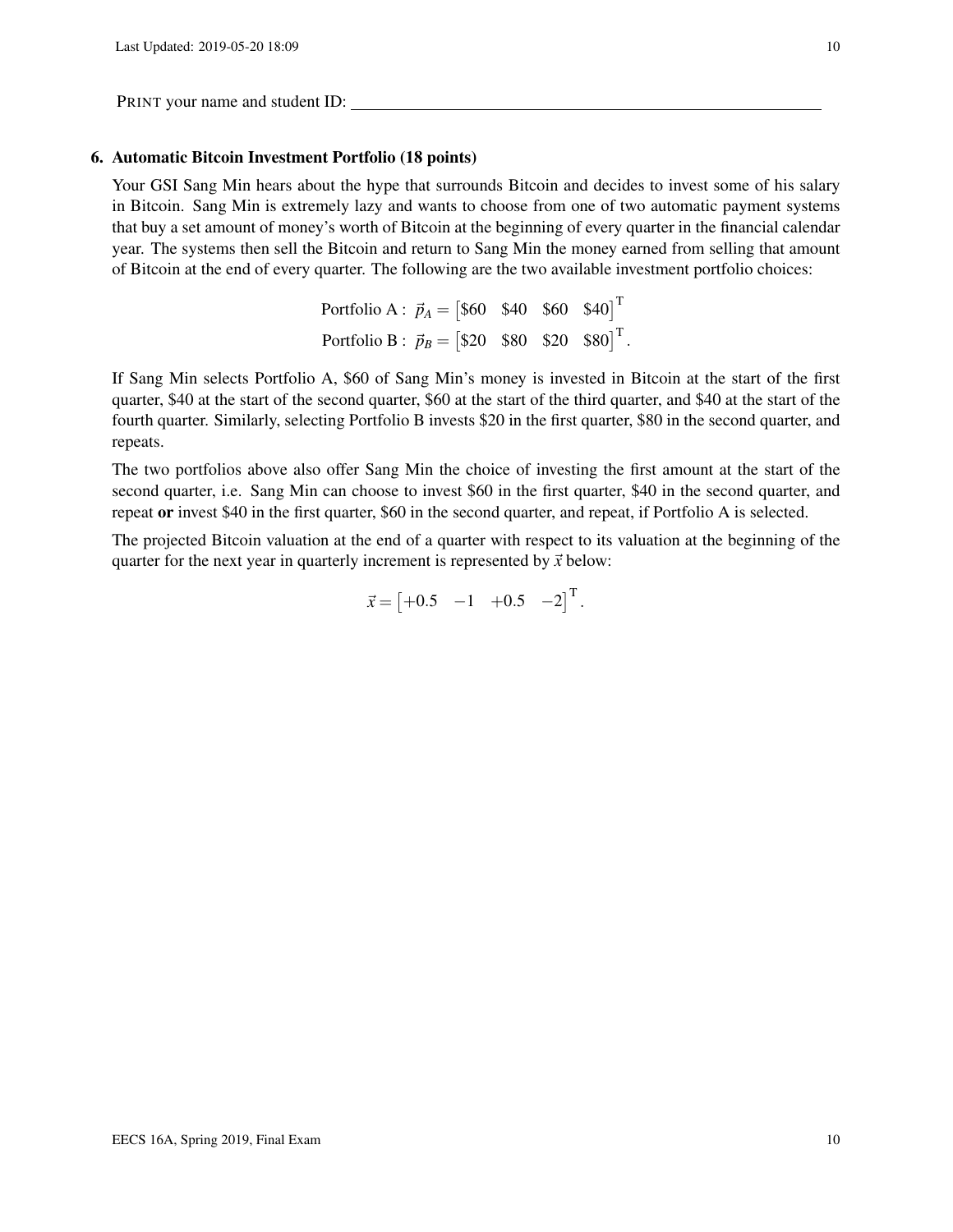PRINT your name and student ID: ______________________________

## 6. Automatic Bitcoin Investment Portfolio (18 points)

Your GSI Sang Min hears about the hype that surrounds Bitcoin and decides to invest some of his salary in Bitcoin. Sang Min is extremely lazy and wants to choose from one of two automatic payment systems that buy a set amount of money's worth of Bitcoin at the beginning of every quarter in the financial calendar year. The systems then sell the Bitcoin and return to Sang Min the money earned from selling that amount of Bitcoin at the end of every quarter. The following are the two available investment portfolio choices:

$$\text{Portfolio A}: \ \vec{p}_A = \begin{bmatrix} \$60 & \$40 & \$60 & \$40 \end{bmatrix}^{\mathrm{T}}$$
$$\text{Portfolio B}: \ \vec{p}_B = \begin{bmatrix} \$20 & \$80 & \$20 & \$80 \end{bmatrix}^{\mathrm{T}}.$$

If Sang Min selects Portfolio A, \$60 of Sang Min's money is invested in Bitcoin at the start of the first quarter, \$40 at the start of the second quarter, \$60 at the start of the third quarter, and \$40 at the start of the fourth quarter. Similarly, selecting Portfolio B invests \$20 in the first quarter, \$80 in the second quarter, and repeats.

The two portfolios above also offer Sang Min the choice of investing the first amount at the start of the second quarter, i.e. Sang Min can choose to invest \$60 in the first quarter, \$40 in the second quarter, and repeat **or** invest \$40 in the first quarter, \$60 in the second quarter, and repeat, if Portfolio A is selected.

The projected Bitcoin valuation at the end of a quarter with respect to its valuation at the beginning of the quarter for the next year in quarterly increment is represented by $\vec{x}$ below:

$$\vec{x} = \begin{bmatrix} +0.5 & -1 & +0.5 & -2 \end{bmatrix}^{\mathrm{T}}.$$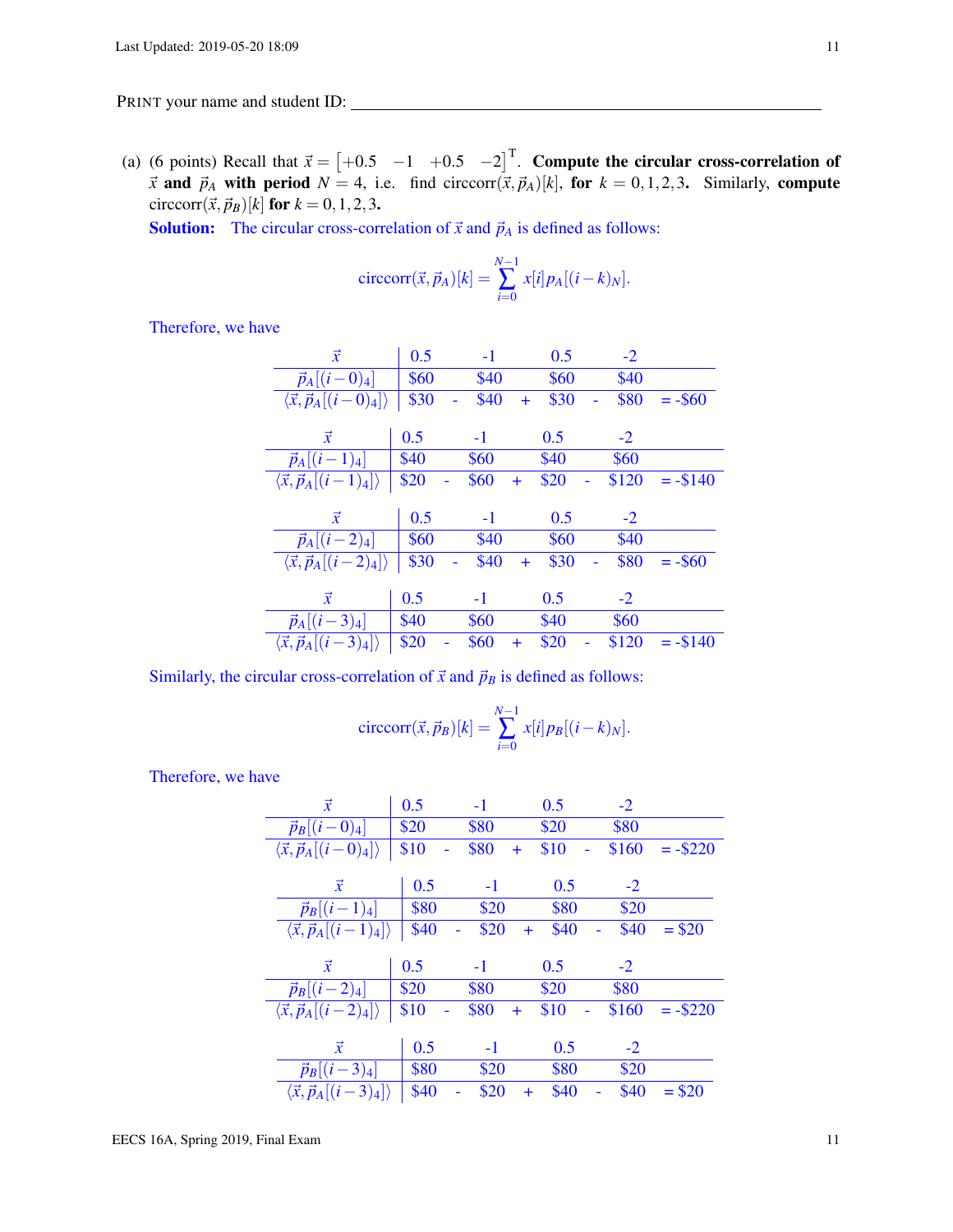PRINT your name and student ID: ____________________________________________

(a) (6 points) Recall that $\vec{x} = \begin{bmatrix} +0.5 & -1 & +0.5 & -2 \end{bmatrix}^{\mathrm{T}}$. **Compute the circular cross-correlation of** $\vec{x}$ **and** $\vec{p}_A$ **with period** $N = 4$, i.e. find $\text{circcorr}(\vec{x}, \vec{p}_A)[k]$, **for** $k = 0, 1, 2, 3$. Similarly, **compute** $\text{circcorr}(\vec{x}, \vec{p}_B)[k]$ **for** $k = 0, 1, 2, 3$.

**Solution:** The circular cross-correlation of $\vec{x}$ and $\vec{p}_A$ is defined as follows:

$$\text{circcorr}(\vec{x}, \vec{p}_A)[k] = \sum_{i=0}^{N-1} x[i] p_A[(i-k)_N].$$

Therefore, we have

| $\vec{x}$ | 0.5 | | -1 | | 0.5 | | -2 | |
|---|---|---|---|---|---|---|---|---|
| $\vec{p}_A[(i-0)_4]$ | \$60 | | \$40 | | \$60 | | \$40 | |
| $\langle \vec{x}, \vec{p}_A[(i-0)_4] \rangle$ | \$30 | - | \$40 | + | \$30 | - | \$80 | = -\$60 |

| $\vec{x}$ | 0.5 | | -1 | | 0.5 | | -2 | |
|---|---|---|---|---|---|---|---|---|
| $\vec{p}_A[(i-1)_4]$ | \$40 | | \$60 | | \$40 | | \$60 | |
| $\langle \vec{x}, \vec{p}_A[(i-1)_4] \rangle$ | \$20 | - | \$60 | + | \$20 | - | \$120 | = -\$140 |

| $\vec{x}$ | 0.5 | | -1 | | 0.5 | | -2 | |
|---|---|---|---|---|---|---|---|---|
| $\vec{p}_A[(i-2)_4]$ | \$60 | | \$40 | | \$60 | | \$40 | |
| $\langle \vec{x}, \vec{p}_A[(i-2)_4] \rangle$ | \$30 | - | \$40 | + | \$30 | - | \$80 | = -\$60 |

| $\vec{x}$ | 0.5 | | -1 | | 0.5 | | -2 | |
|---|---|---|---|---|---|---|---|---|
| $\vec{p}_A[(i-3)_4]$ | \$40 | | \$60 | | \$40 | | \$60 | |
| $\langle \vec{x}, \vec{p}_A[(i-3)_4] \rangle$ | \$20 | - | \$60 | + | \$20 | - | \$120 | = -\$140 |

Similarly, the circular cross-correlation of $\vec{x}$ and $\vec{p}_B$ is defined as follows:

$$\text{circcorr}(\vec{x}, \vec{p}_B)[k] = \sum_{i=0}^{N-1} x[i] p_B[(i-k)_N].$$

Therefore, we have

| $\vec{x}$ | 0.5 | | -1 | | 0.5 | | -2 | |
|---|---|---|---|---|---|---|---|---|
| $\vec{p}_B[(i-0)_4]$ | \$20 | | \$80 | | \$20 | | \$80 | |
| $\langle \vec{x}, \vec{p}_A[(i-0)_4] \rangle$ | \$10 | - | \$80 | + | \$10 | - | \$160 | = -\$220 |

| $\vec{x}$ | 0.5 | | -1 | | 0.5 | | -2 | |
|---|---|---|---|---|---|---|---|---|
| $\vec{p}_B[(i-1)_4]$ | \$80 | | \$20 | | \$80 | | \$20 | |
| $\langle \vec{x}, \vec{p}_A[(i-1)_4] \rangle$ | \$40 | - | \$20 | + | \$40 | - | \$40 | = \$20 |

| $\vec{x}$ | 0.5 | | -1 | | 0.5 | | -2 | |
|---|---|---|---|---|---|---|---|---|
| $\vec{p}_B[(i-2)_4]$ | \$20 | | \$80 | | \$20 | | \$80 | |
| $\langle \vec{x}, \vec{p}_A[(i-2)_4] \rangle$ | \$10 | - | \$80 | + | \$10 | - | \$160 | = -\$220 |

| $\vec{x}$ | 0.5 | | -1 | | 0.5 | | -2 | |
|---|---|---|---|---|---|---|---|---|
| $\vec{p}_B[(i-3)_4]$ | \$80 | | \$20 | | \$80 | | \$20 | |
| $\langle \vec{x}, \vec{p}_A[(i-3)_4] \rangle$ | \$40 | - | \$20 | + | \$40 | - | \$40 | = \$20 |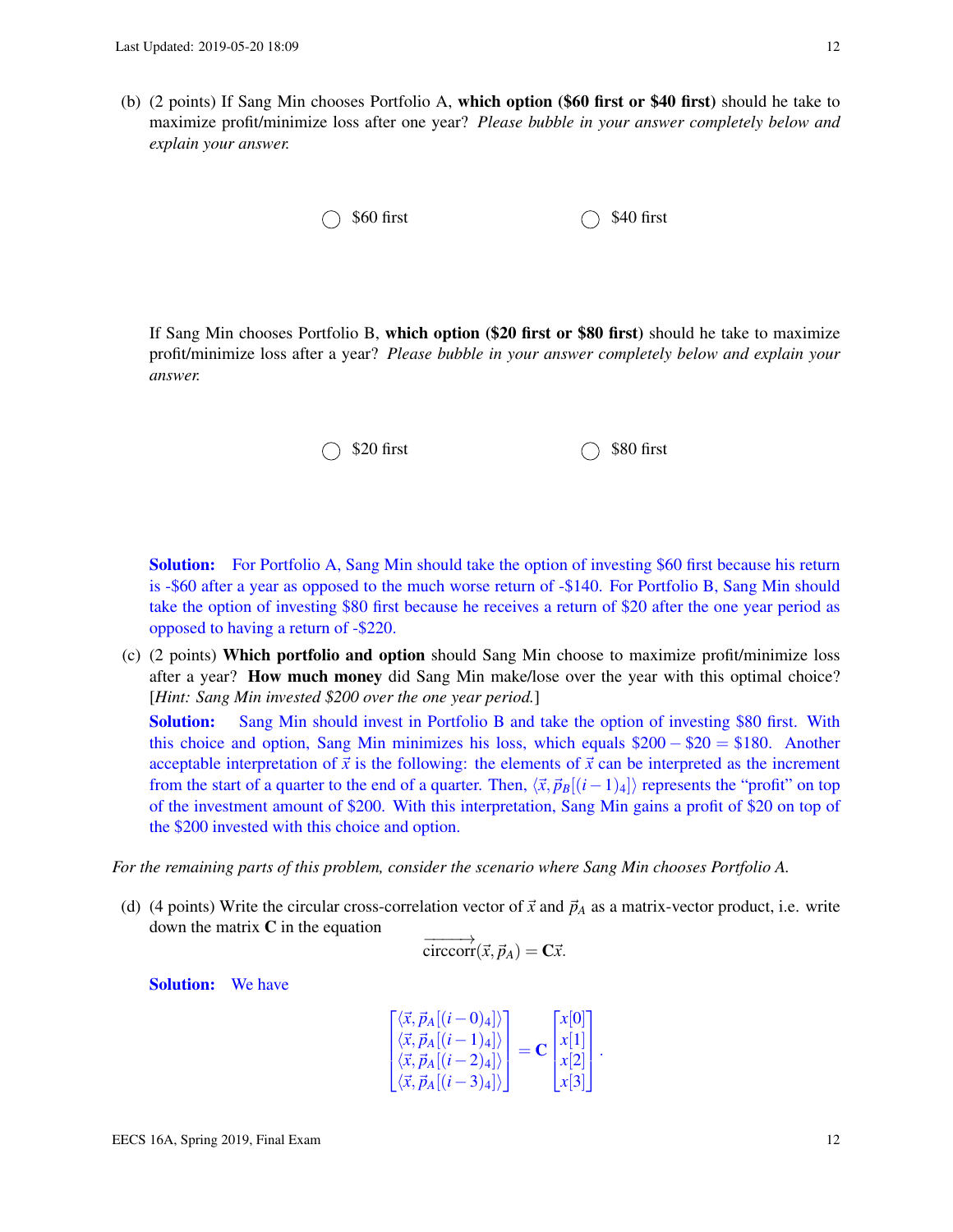(b) (2 points) If Sang Min chooses Portfolio A, **which option ($60 first or $40 first)** should he take to maximize profit/minimize loss after one year? *Please bubble in your answer completely below and explain your answer.*

◯ $60 first ◯ $40 first

If Sang Min chooses Portfolio B, **which option ($20 first or $80 first)** should he take to maximize profit/minimize loss after a year? *Please bubble in your answer completely below and explain your answer.*

◯ $20 first ◯ $80 first

**Solution:** For Portfolio A, Sang Min should take the option of investing $60 first because his return is -$60 after a year as opposed to the much worse return of -$140. For Portfolio B, Sang Min should take the option of investing $80 first because he receives a return of $20 after the one year period as opposed to having a return of -$220.

(c) (2 points) **Which portfolio and option** should Sang Min choose to maximize profit/minimize loss after a year? **How much money** did Sang Min make/lose over the year with this optimal choice? [*Hint: Sang Min invested $200 over the one year period.*]

**Solution:** Sang Min should invest in Portfolio B and take the option of investing $80 first. With this choice and option, Sang Min minimizes his loss, which equals $\$200 - \$20 = \$180$. Another acceptable interpretation of $\vec{x}$ is the following: the elements of $\vec{x}$ can be interpreted as the increment from the start of a quarter to the end of a quarter. Then, $\langle \vec{x}, \vec{p}_B[(i-1)_4] \rangle$ represents the "profit" on top of the investment amount of $200. With this interpretation, Sang Min gains a profit of $20 on top of the $200 invested with this choice and option.

*For the remaining parts of this problem, consider the scenario where Sang Min chooses Portfolio A.*

(d) (4 points) Write the circular cross-correlation vector of $\vec{x}$ and $\vec{p}_A$ as a matrix-vector product, i.e. write down the matrix $\mathbf{C}$ in the equation

$$\overrightarrow{\text{circcorr}}(\vec{x}, \vec{p}_A) = \mathbf{C}\vec{x}.$$

**Solution:** We have

$$\begin{bmatrix} \langle \vec{x}, \vec{p}_A[(i-0)_4] \rangle \\ \langle \vec{x}, \vec{p}_A[(i-1)_4] \rangle \\ \langle \vec{x}, \vec{p}_A[(i-2)_4] \rangle \\ \langle \vec{x}, \vec{p}_A[(i-3)_4] \rangle \end{bmatrix} = \mathbf{C} \begin{bmatrix} x[0] \\ x[1] \\ x[2] \\ x[3] \end{bmatrix}.$$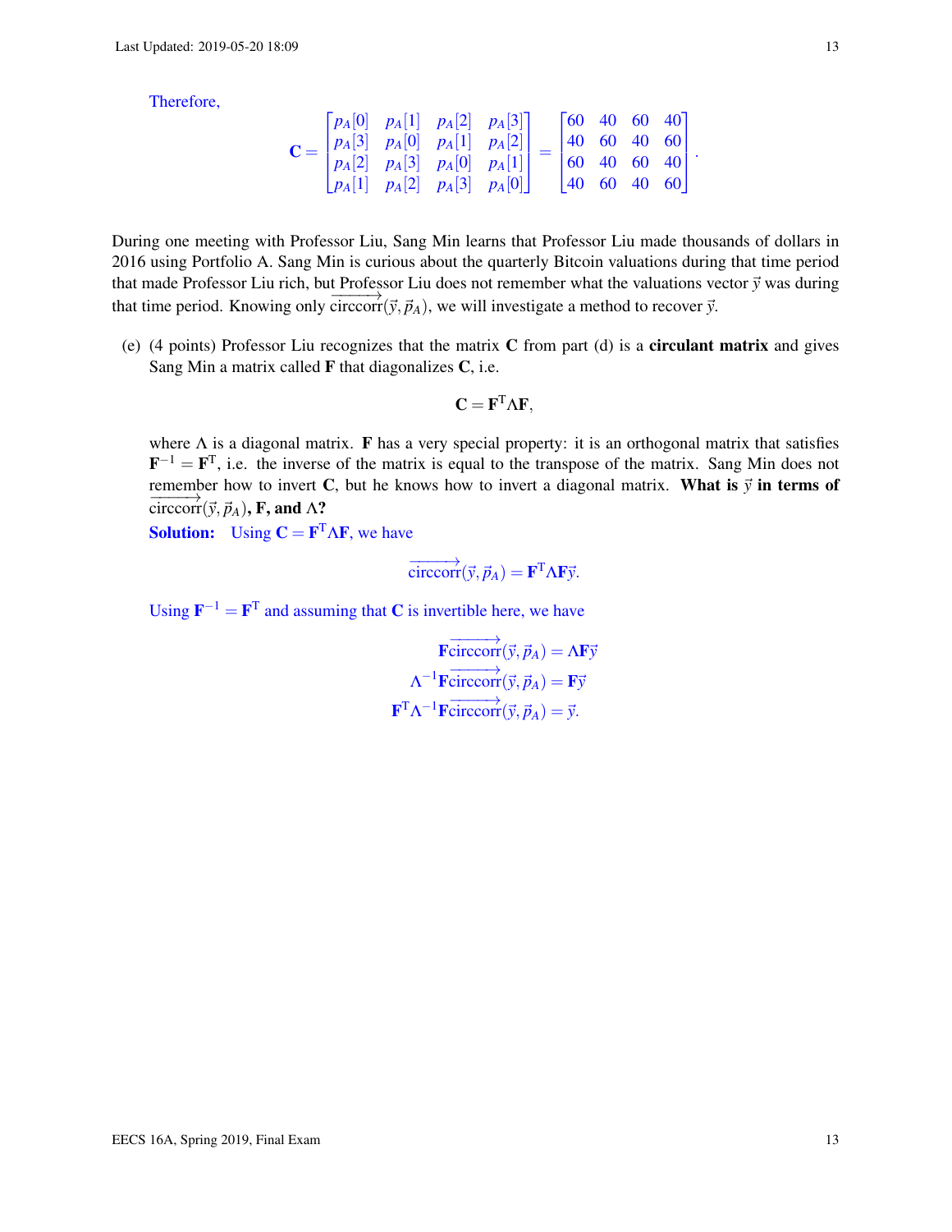Therefore,

$$\mathbf{C} = \begin{bmatrix} p_A[0] & p_A[1] & p_A[2] & p_A[3] \\ p_A[3] & p_A[0] & p_A[1] & p_A[2] \\ p_A[2] & p_A[3] & p_A[0] & p_A[1] \\ p_A[1] & p_A[2] & p_A[3] & p_A[0] \end{bmatrix} = \begin{bmatrix} 60 & 40 & 60 & 40 \\ 40 & 60 & 40 & 60 \\ 60 & 40 & 60 & 40 \\ 40 & 60 & 40 & 60 \end{bmatrix}.$$

During one meeting with Professor Liu, Sang Min learns that Professor Liu made thousands of dollars in 2016 using Portfolio A. Sang Min is curious about the quarterly Bitcoin valuations during that time period that made Professor Liu rich, but Professor Liu does not remember what the valuations vector $\vec{y}$ was during that time period. Knowing only $\overrightarrow{\text{circcorr}}(\vec{y}, \vec{p}_A)$, we will investigate a method to recover $\vec{y}$.

(e) (4 points) Professor Liu recognizes that the matrix $\mathbf{C}$ from part (d) is a **circulant matrix** and gives Sang Min a matrix called $\mathbf{F}$ that diagonalizes $\mathbf{C}$, i.e.

$$\mathbf{C} = \mathbf{F}^{\mathrm{T}} \Lambda \mathbf{F},$$

where $\Lambda$ is a diagonal matrix. $\mathbf{F}$ has a very special property: it is an orthogonal matrix that satisfies $\mathbf{F}^{-1} = \mathbf{F}^{\mathrm{T}}$, i.e. the inverse of the matrix is equal to the transpose of the matrix. Sang Min does not remember how to invert $\mathbf{C}$, but he knows how to invert a diagonal matrix. **What is $\vec{y}$ in terms of $\overrightarrow{\text{circcorr}}(\vec{y}, \vec{p}_A)$, $\mathbf{F}$, and $\Lambda$?**

**Solution:** Using $\mathbf{C} = \mathbf{F}^{\mathrm{T}} \Lambda \mathbf{F}$, we have

$$\overrightarrow{\text{circcorr}}(\vec{y}, \vec{p}_A) = \mathbf{F}^{\mathrm{T}} \Lambda \mathbf{F} \vec{y}.$$

Using $\mathbf{F}^{-1} = \mathbf{F}^{\mathrm{T}}$ and assuming that $\mathbf{C}$ is invertible here, we have

$$\mathbf{F} \overrightarrow{\text{circcorr}}(\vec{y}, \vec{p}_A) = \Lambda \mathbf{F} \vec{y}$$
$$\Lambda^{-1} \mathbf{F} \overrightarrow{\text{circcorr}}(\vec{y}, \vec{p}_A) = \mathbf{F} \vec{y}$$
$$\mathbf{F}^{\mathrm{T}} \Lambda^{-1} \mathbf{F} \overrightarrow{\text{circcorr}}(\vec{y}, \vec{p}_A) = \vec{y}.$$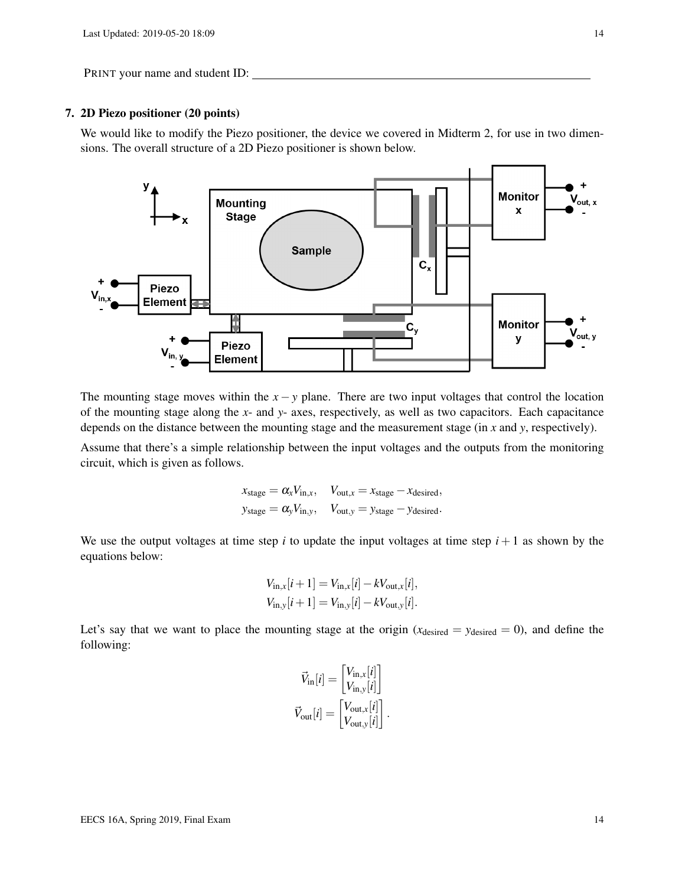PRINT your name and student ID: ________________________________________

## 7. 2D Piezo positioner (20 points)

We would like to modify the Piezo positioner, the device we covered in Midterm 2, for use in two dimensions. The overall structure of a 2D Piezo positioner is shown below.

The mounting stage moves within the $x-y$ plane. There are two input voltages that control the location of the mounting stage along the $x$- and $y$- axes, respectively, as well as two capacitors. Each capacitance depends on the distance between the mounting stage and the measurement stage (in $x$ and $y$, respectively).

Assume that there's a simple relationship between the input voltages and the outputs from the monitoring circuit, which is given as follows.

$$x_{\text{stage}} = \alpha_x V_{\text{in},x}, \quad V_{\text{out},x} = x_{\text{stage}} - x_{\text{desired}},$$
$$y_{\text{stage}} = \alpha_y V_{\text{in},y}, \quad V_{\text{out},y} = y_{\text{stage}} - y_{\text{desired}}.$$

We use the output voltages at time step $i$ to update the input voltages at time step $i+1$ as shown by the equations below:

$$V_{\text{in},x}[i+1] = V_{\text{in},x}[i] - kV_{\text{out},x}[i],$$
$$V_{\text{in},y}[i+1] = V_{\text{in},y}[i] - kV_{\text{out},y}[i].$$

Let's say that we want to place the mounting stage at the origin ($x_{\text{desired}} = y_{\text{desired}} = 0$), and define the following:

$$\vec{V}_{\text{in}}[i] = \begin{bmatrix} V_{\text{in},x}[i] \\ V_{\text{in},y}[i] \end{bmatrix}$$
$$\vec{V}_{\text{out}}[i] = \begin{bmatrix} V_{\text{out},x}[i] \\ V_{\text{out},y}[i] \end{bmatrix}.$$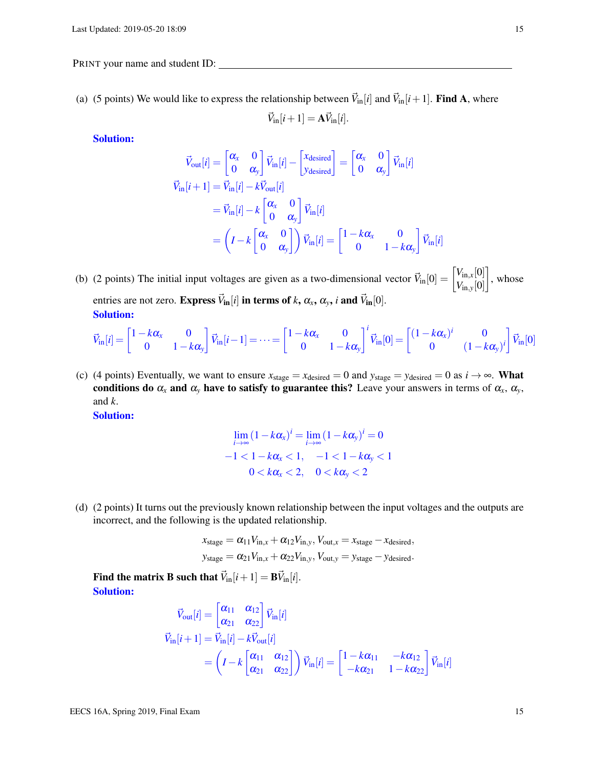PRINT your name and student ID: ____________________________________

(a) (5 points) We would like to express the relationship between $\vec{V}_{\text{in}}[i]$ and $\vec{V}_{\text{in}}[i+1]$. **Find A**, where

$$\vec{V}_{\text{in}}[i+1] = \mathbf{A}\vec{V}_{\text{in}}[i].$$

**Solution:**

$$\vec{V}_{\text{out}}[i] = \begin{bmatrix} \alpha_x & 0 \\ 0 & \alpha_y \end{bmatrix} \vec{V}_{\text{in}}[i] - \begin{bmatrix} x_{\text{desired}} \\ y_{\text{desired}} \end{bmatrix} = \begin{bmatrix} \alpha_x & 0 \\ 0 & \alpha_y \end{bmatrix} \vec{V}_{\text{in}}[i]$$

$$\vec{V}_{\text{in}}[i+1] = \vec{V}_{\text{in}}[i] - k\vec{V}_{\text{out}}[i]$$

$$= \vec{V}_{\text{in}}[i] - k \begin{bmatrix} \alpha_x & 0 \\ 0 & \alpha_y \end{bmatrix} \vec{V}_{\text{in}}[i]$$

$$= \left( I - k \begin{bmatrix} \alpha_x & 0 \\ 0 & \alpha_y \end{bmatrix} \right) \vec{V}_{\text{in}}[i] = \begin{bmatrix} 1 - k\alpha_x & 0 \\ 0 & 1 - k\alpha_y \end{bmatrix} \vec{V}_{\text{in}}[i]$$

(b) (2 points) The initial input voltages are given as a two-dimensional vector $\vec{V}_{\text{in}}[0] = \begin{bmatrix} V_{\text{in},x}[0] \\ V_{\text{in},y}[0] \end{bmatrix}$, whose entries are not zero. **Express $\vec{V}_{\text{in}}[i]$ in terms of $k$, $\alpha_x$, $\alpha_y$, $i$ and $\vec{V}_{\text{in}}[0]$.**

**Solution:**

$$\vec{V}_{\text{in}}[i] = \begin{bmatrix} 1 - k\alpha_x & 0 \\ 0 & 1 - k\alpha_y \end{bmatrix} \vec{V}_{\text{in}}[i-1] = \cdots = \begin{bmatrix} 1 - k\alpha_x & 0 \\ 0 & 1 - k\alpha_y \end{bmatrix}^i \vec{V}_{\text{in}}[0] = \begin{bmatrix} (1 - k\alpha_x)^i & 0 \\ 0 & (1 - k\alpha_y)^i \end{bmatrix} \vec{V}_{\text{in}}[0]$$

(c) (4 points) Eventually, we want to ensure $x_{\text{stage}} = x_{\text{desired}} = 0$ and $y_{\text{stage}} = y_{\text{desired}} = 0$ as $i \to \infty$. **What conditions do $\alpha_x$ and $\alpha_y$ have to satisfy to guarantee this?** Leave your answers in terms of $\alpha_x$, $\alpha_y$, and $k$.

**Solution:**

$$\lim_{i \to \infty} (1 - k\alpha_x)^i = \lim_{i \to \infty} (1 - k\alpha_y)^i = 0$$

$$-1 < 1 - k\alpha_x < 1, \quad -1 < 1 - k\alpha_y < 1$$

$$0 < k\alpha_x < 2, \quad 0 < k\alpha_y < 2$$

(d) (2 points) It turns out the previously known relationship between the input voltages and the outputs are incorrect, and the following is the updated relationship.

$$x_{\text{stage}} = \alpha_{11} V_{\text{in},x} + \alpha_{12} V_{\text{in},y},\ V_{\text{out},x} = x_{\text{stage}} - x_{\text{desired}},$$

$$y_{\text{stage}} = \alpha_{21} V_{\text{in},x} + \alpha_{22} V_{\text{in},y},\ V_{\text{out},y} = y_{\text{stage}} - y_{\text{desired}}.$$

**Find the matrix B such that $\vec{V}_{\text{in}}[i+1] = \mathbf{B}\vec{V}_{\text{in}}[i]$.**

**Solution:**

$$\vec{V}_{\text{out}}[i] = \begin{bmatrix} \alpha_{11} & \alpha_{12} \\ \alpha_{21} & \alpha_{22} \end{bmatrix} \vec{V}_{\text{in}}[i]$$

$$\vec{V}_{\text{in}}[i+1] = \vec{V}_{\text{in}}[i] - k\vec{V}_{\text{out}}[i]$$

$$= \left( I - k \begin{bmatrix} \alpha_{11} & \alpha_{12} \\ \alpha_{21} & \alpha_{22} \end{bmatrix} \right) \vec{V}_{\text{in}}[i] = \begin{bmatrix} 1 - k\alpha_{11} & -k\alpha_{12} \\ -k\alpha_{21} & 1 - k\alpha_{22} \end{bmatrix} \vec{V}_{\text{in}}[i]$$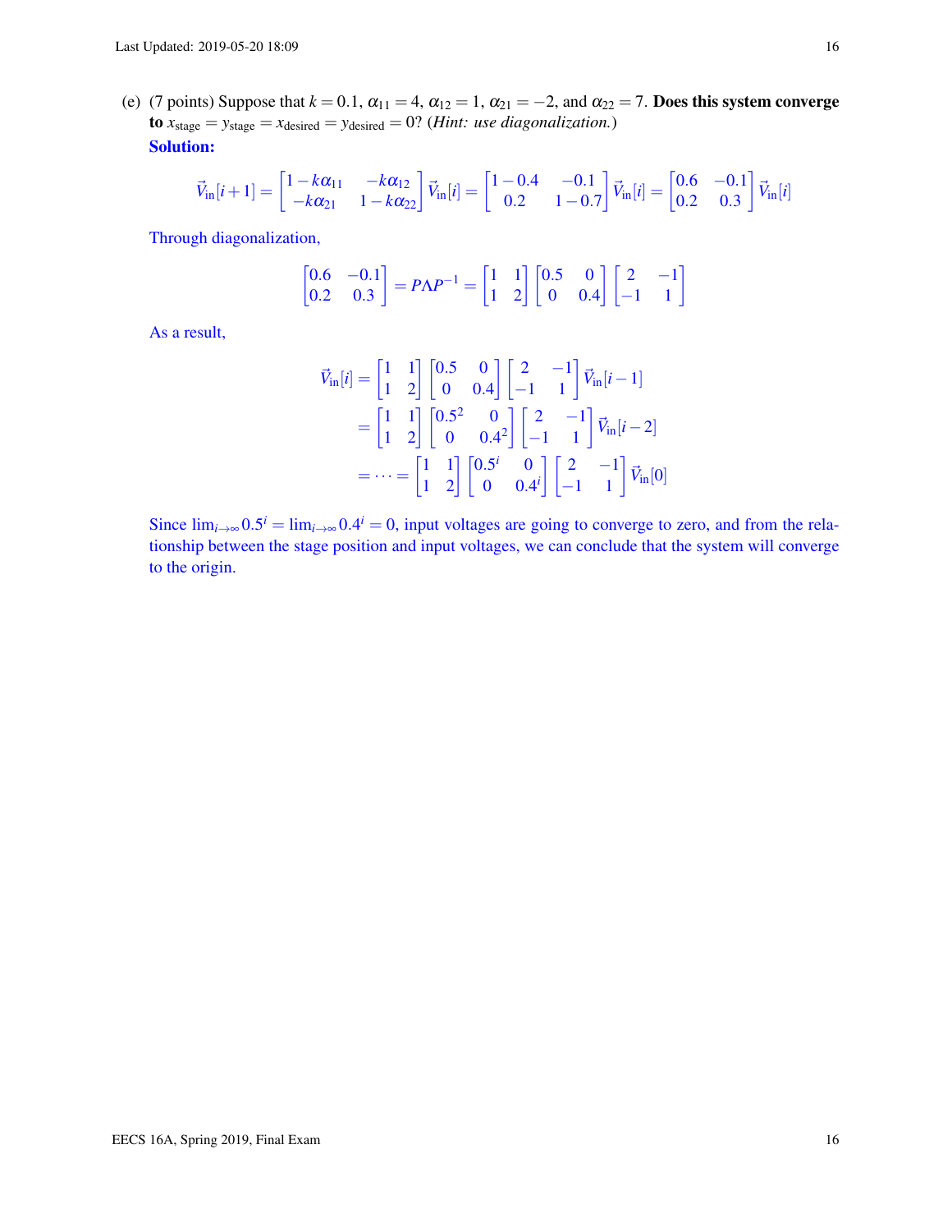(e) (7 points) Suppose that $k = 0.1$, $\alpha_{11} = 4$, $\alpha_{12} = 1$, $\alpha_{21} = -2$, and $\alpha_{22} = 7$. **Does this system converge to** $x_{\text{stage}} = y_{\text{stage}} = x_{\text{desired}} = y_{\text{desired}} = 0$? (*Hint: use diagonalization.*)

**Solution:**

$$\vec{V}_{\text{in}}[i+1] = \begin{bmatrix} 1-k\alpha_{11} & -k\alpha_{12} \\ -k\alpha_{21} & 1-k\alpha_{22} \end{bmatrix} \vec{V}_{\text{in}}[i] = \begin{bmatrix} 1-0.4 & -0.1 \\ 0.2 & 1-0.7 \end{bmatrix} \vec{V}_{\text{in}}[i] = \begin{bmatrix} 0.6 & -0.1 \\ 0.2 & 0.3 \end{bmatrix} \vec{V}_{\text{in}}[i]$$

Through diagonalization,

$$\begin{bmatrix} 0.6 & -0.1 \\ 0.2 & 0.3 \end{bmatrix} = P\Lambda P^{-1} = \begin{bmatrix} 1 & 1 \\ 1 & 2 \end{bmatrix} \begin{bmatrix} 0.5 & 0 \\ 0 & 0.4 \end{bmatrix} \begin{bmatrix} 2 & -1 \\ -1 & 1 \end{bmatrix}$$

As a result,

$$\begin{aligned} \vec{V}_{\text{in}}[i] &= \begin{bmatrix} 1 & 1 \\ 1 & 2 \end{bmatrix} \begin{bmatrix} 0.5 & 0 \\ 0 & 0.4 \end{bmatrix} \begin{bmatrix} 2 & -1 \\ -1 & 1 \end{bmatrix} \vec{V}_{\text{in}}[i-1] \\ &= \begin{bmatrix} 1 & 1 \\ 1 & 2 \end{bmatrix} \begin{bmatrix} 0.5^2 & 0 \\ 0 & 0.4^2 \end{bmatrix} \begin{bmatrix} 2 & -1 \\ -1 & 1 \end{bmatrix} \vec{V}_{\text{in}}[i-2] \\ &= \cdots = \begin{bmatrix} 1 & 1 \\ 1 & 2 \end{bmatrix} \begin{bmatrix} 0.5^i & 0 \\ 0 & 0.4^i \end{bmatrix} \begin{bmatrix} 2 & -1 \\ -1 & 1 \end{bmatrix} \vec{V}_{\text{in}}[0] \end{aligned}$$

Since $\lim_{i\to\infty} 0.5^i = \lim_{i\to\infty} 0.4^i = 0$, input voltages are going to converge to zero, and from the relationship between the stage position and input voltages, we can conclude that the system will converge to the origin.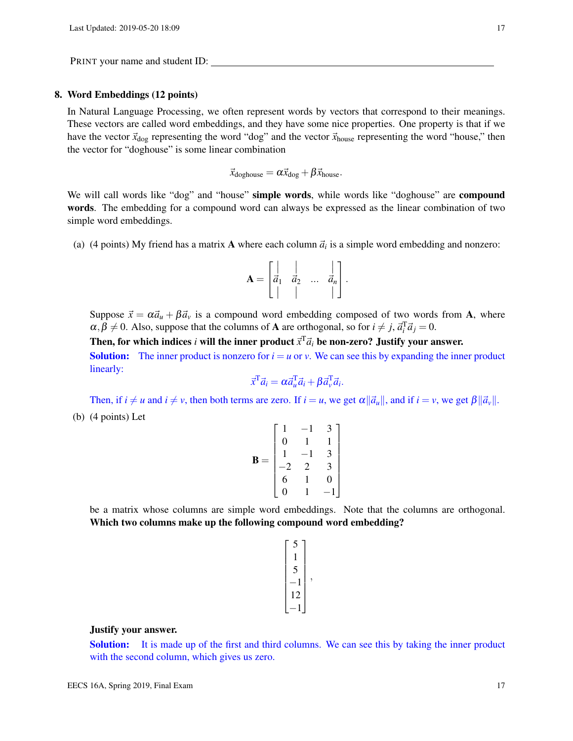PRINT your name and student ID: ________________________________

**8. Word Embeddings (12 points)**

In Natural Language Processing, we often represent words by vectors that correspond to their meanings. These vectors are called word embeddings, and they have some nice properties. One property is that if we have the vector $\vec{x}_{\text{dog}}$ representing the word "dog" and the vector $\vec{x}_{\text{house}}$ representing the word "house," then the vector for "doghouse" is some linear combination

$$\vec{x}_{\text{doghouse}} = \alpha \vec{x}_{\text{dog}} + \beta \vec{x}_{\text{house}}.$$

We will call words like "dog" and "house" **simple words**, while words like "doghouse" are **compound words**. The embedding for a compound word can always be expressed as the linear combination of two simple word embeddings.

(a) (4 points) My friend has a matrix $\mathbf{A}$ where each column $\vec{a}_i$ is a simple word embedding and nonzero:

$$\mathbf{A} = \begin{bmatrix} | & | & & | \\ \vec{a}_1 & \vec{a}_2 & \dots & \vec{a}_n \\ | & | & & | \end{bmatrix}.$$

Suppose $\vec{x} = \alpha \vec{a}_u + \beta \vec{a}_v$ is a compound word embedding composed of two words from $\mathbf{A}$, where $\alpha, \beta \neq 0$. Also, suppose that the columns of $\mathbf{A}$ are orthogonal, so for $i \neq j$, $\vec{a}_i^T \vec{a}_j = 0$.

**Then, for which indices $i$ will the inner product $\vec{x}^T \vec{a}_i$ be non-zero? Justify your answer.**

**Solution:** The inner product is nonzero for $i = u$ or $v$. We can see this by expanding the inner product linearly:

$$\vec{x}^T \vec{a}_i = \alpha \vec{a}_u^T \vec{a}_i + \beta \vec{a}_v^T \vec{a}_i.$$

Then, if $i \neq u$ and $i \neq v$, then both terms are zero. If $i = u$, we get $\alpha \|\vec{a}_u\|$, and if $i = v$, we get $\beta \|\vec{a}_v\|$.

(b) (4 points) Let

$$\mathbf{B} = \begin{bmatrix} 1 & -1 & 3 \\ 0 & 1 & 1 \\ 1 & -1 & 3 \\ -2 & 2 & 3 \\ 6 & 1 & 0 \\ 0 & 1 & -1 \end{bmatrix}$$

be a matrix whose columns are simple word embeddings. Note that the columns are orthogonal. **Which two columns make up the following compound word embedding?**

$$\begin{bmatrix} 5 \\ 1 \\ 5 \\ -1 \\ 12 \\ -1 \end{bmatrix},$$

**Justify your answer.**

**Solution:** It is made up of the first and third columns. We can see this by taking the inner product with the second column, which gives us zero.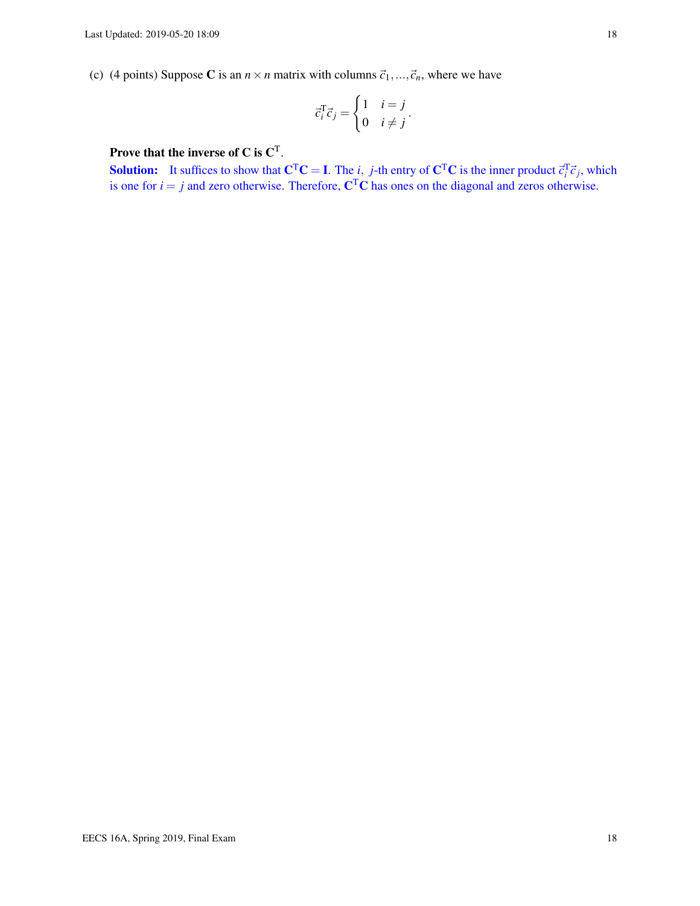(c) (4 points) Suppose $\mathbf{C}$ is an $n \times n$ matrix with columns $\vec{c}_1, \ldots, \vec{c}_n$, where we have

$$\vec{c}_i^{\mathrm{T}} \vec{c}_j = \begin{cases} 1 & i = j \\ 0 & i \neq j \end{cases}.$$

**Prove that the inverse of C is $\mathbf{C}^{\mathrm{T}}$.**

**Solution:** It suffices to show that $\mathbf{C}^{\mathrm{T}}\mathbf{C} = \mathbf{I}$. The $i,\ j$-th entry of $\mathbf{C}^{\mathrm{T}}\mathbf{C}$ is the inner product $\vec{c}_i^{\mathrm{T}} \vec{c}_j$, which is one for $i = j$ and zero otherwise. Therefore, $\mathbf{C}^{\mathrm{T}}\mathbf{C}$ has ones on the diagonal and zeros otherwise.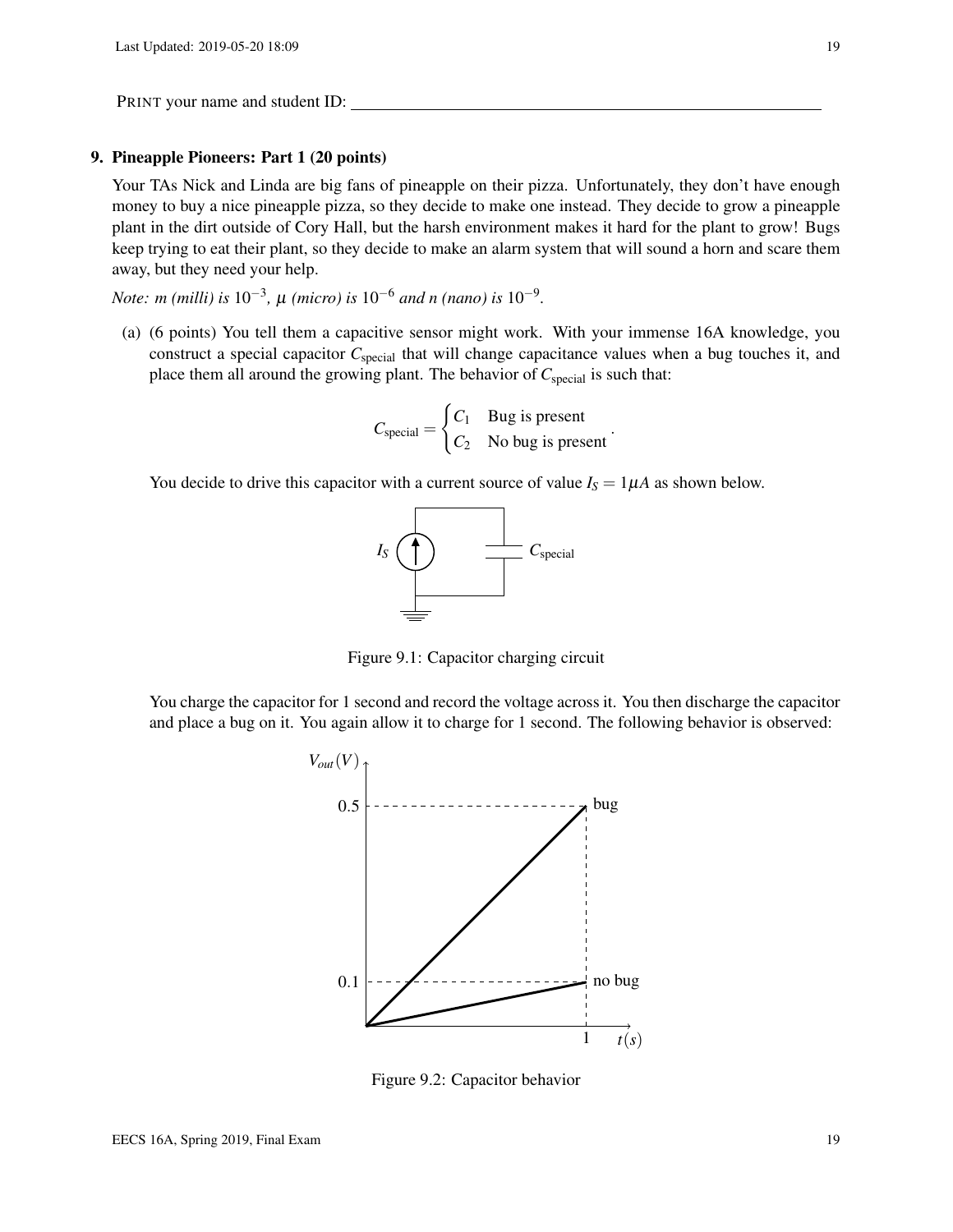PRINT your name and student ID: ______________________________

**9. Pineapple Pioneers: Part 1 (20 points)**

Your TAs Nick and Linda are big fans of pineapple on their pizza. Unfortunately, they don't have enough money to buy a nice pineapple pizza, so they decide to make one instead. They decide to grow a pineapple plant in the dirt outside of Cory Hall, but the harsh environment makes it hard for the plant to grow! Bugs keep trying to eat their plant, so they decide to make an alarm system that will sound a horn and scare them away, but they need your help.

*Note: m (milli) is* $10^{-3}$*,* $\mu$ *(micro) is* $10^{-6}$ *and n (nano) is* $10^{-9}$*.*

(a) (6 points) You tell them a capacitive sensor might work. With your immense 16A knowledge, you construct a special capacitor $C_{\text{special}}$ that will change capacitance values when a bug touches it, and place them all around the growing plant. The behavior of $C_{\text{special}}$ is such that:

$$C_{\text{special}} = \begin{cases} C_1 & \text{Bug is present} \\ C_2 & \text{No bug is present} \end{cases}.$$

You decide to drive this capacitor with a current source of value $I_S = 1\mu A$ as shown below.

Figure 9.1: Capacitor charging circuit

You charge the capacitor for 1 second and record the voltage across it. You then discharge the capacitor and place a bug on it. You again allow it to charge for 1 second. The following behavior is observed:

Figure 9.2: Capacitor behavior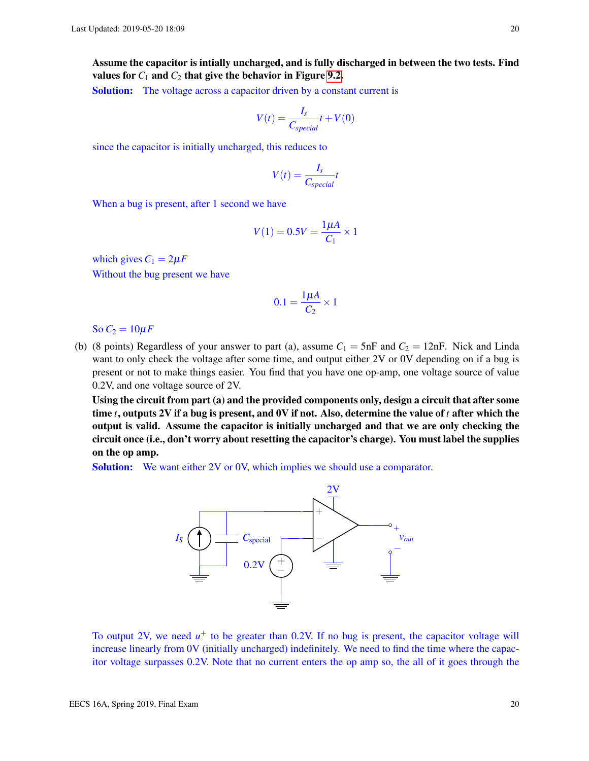**Assume the capacitor is intially uncharged, and is fully discharged in between the two tests. Find values for $C_1$ and $C_2$ that give the behavior in Figure 9.2.**

**Solution:** The voltage across a capacitor driven by a constant current is

$$V(t) = \frac{I_s}{C_{special}}t + V(0)$$

since the capacitor is initially uncharged, this reduces to

$$V(t) = \frac{I_s}{C_{special}}t$$

When a bug is present, after 1 second we have

$$V(1) = 0.5V = \frac{1\mu A}{C_1} \times 1$$

which gives $C_1 = 2\mu F$

Without the bug present we have

$$0.1 = \frac{1\mu A}{C_2} \times 1$$

So $C_2 = 10\mu F$

(b) (8 points) Regardless of your answer to part (a), assume $C_1 = 5\text{nF}$ and $C_2 = 12\text{nF}$. Nick and Linda want to only check the voltage after some time, and output either 2V or 0V depending on if a bug is present or not to make things easier. You find that you have one op-amp, one voltage source of value 0.2V, and one voltage source of 2V.

**Using the circuit from part (a) and the provided components only, design a circuit that after some time $t$, outputs 2V if a bug is present, and 0V if not. Also, determine the value of $t$ after which the output is valid. Assume the capacitor is initially uncharged and that we are only checking the circuit once (i.e., don't worry about resetting the capacitor's charge). You must label the supplies on the op amp.**

**Solution:** We want either 2V or 0V, which implies we should use a comparator.

To output 2V, we need $u^+$ to be greater than 0.2V. If no bug is present, the capacitor voltage will increase linearly from 0V (initially uncharged) indefinitely. We need to find the time where the capacitor voltage surpasses 0.2V. Note that no current enters the op amp so, the all of it goes through the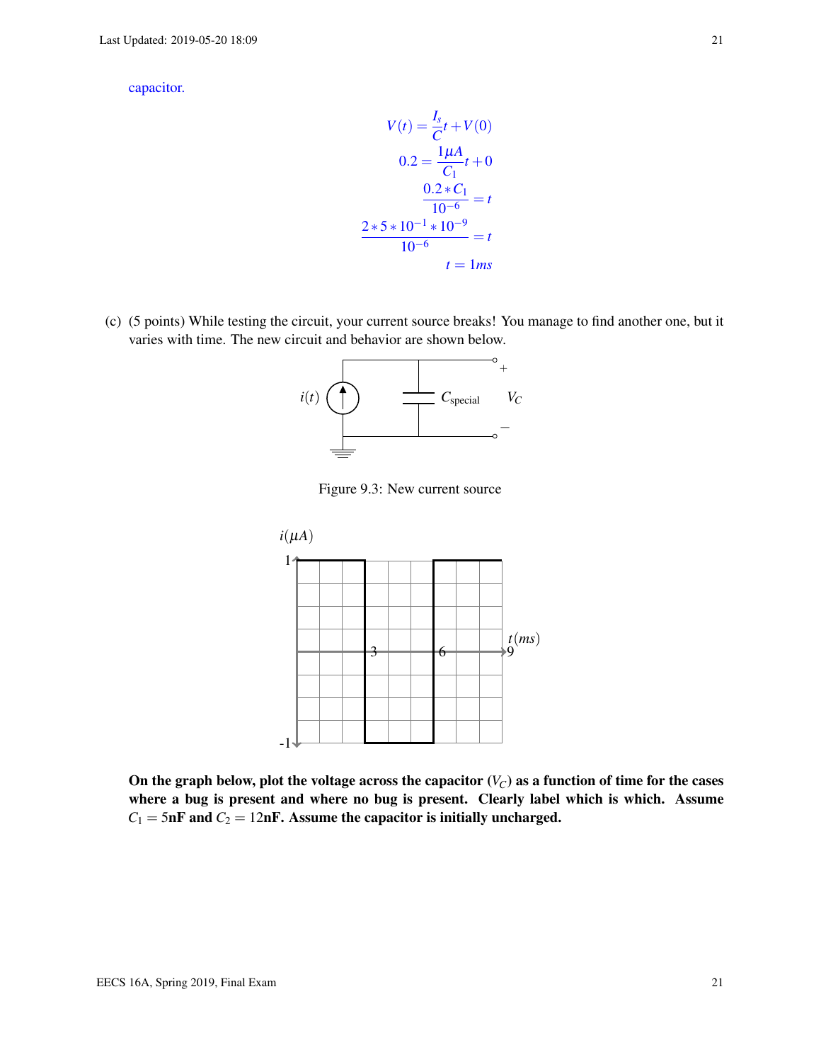capacitor.

$$V(t) = \frac{I_s}{C}t + V(0)$$

$$0.2 = \frac{1\mu A}{C_1}t + 0$$

$$\frac{0.2 * C_1}{10^{-6}} = t$$

$$\frac{2 * 5 * 10^{-1} * 10^{-9}}{10^{-6}} = t$$

$$t = 1ms$$

(c) (5 points) While testing the circuit, your current source breaks! You manage to find another one, but it varies with time. The new circuit and behavior are shown below.

Figure 9.3: New current source

**On the graph below, plot the voltage across the capacitor ($V_C$) as a function of time for the cases where a bug is present and where no bug is present. Clearly label which is which. Assume $C_1 = 5$nF and $C_2 = 12$nF. Assume the capacitor is initially uncharged.**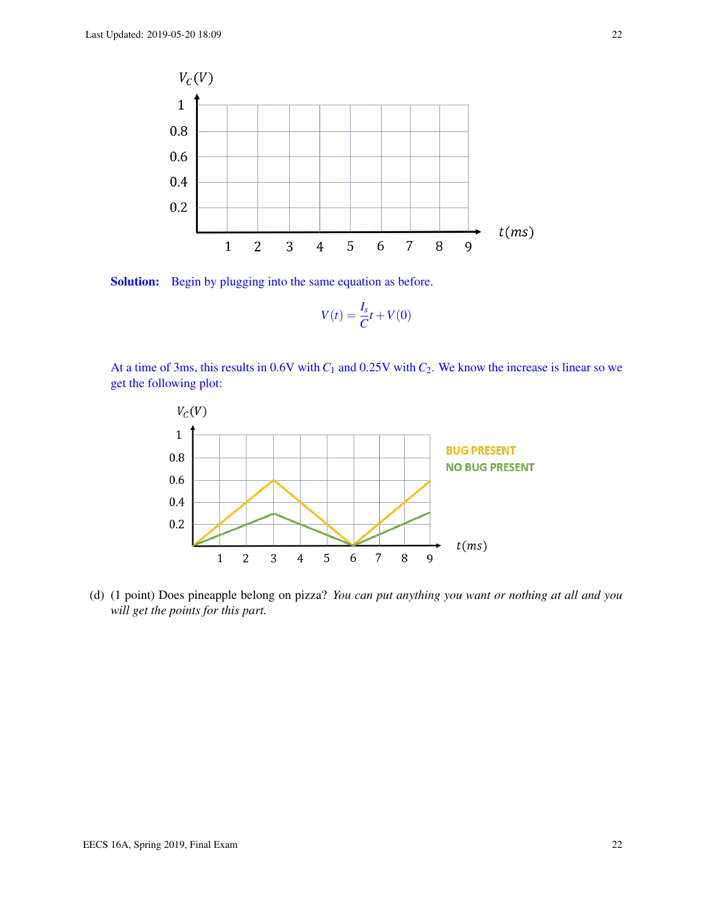**Solution:** Begin by plugging into the same equation as before.

$$V(t) = \frac{I_s}{C}t + V(0)$$

At a time of 3ms, this results in 0.6V with $C_1$ and 0.25V with $C_2$. We know the increase is linear so we get the following plot:

(d) (1 point) Does pineapple belong on pizza? *You can put anything you want or nothing at all and you will get the points for this part.*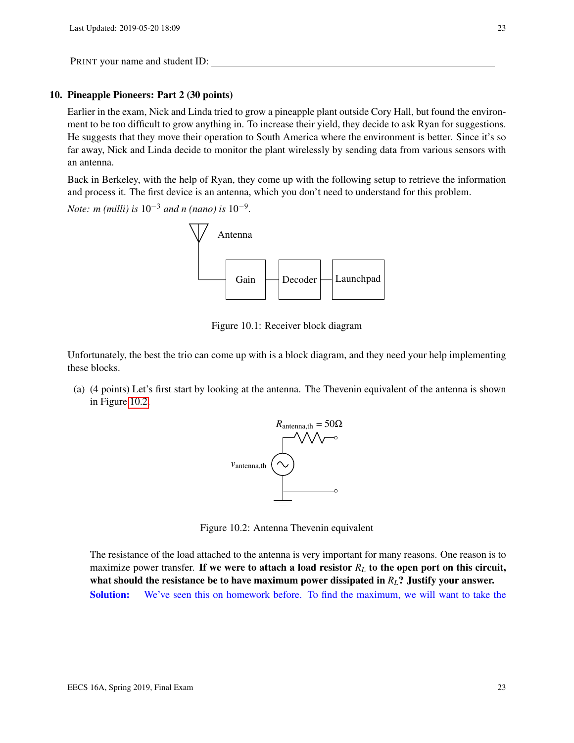PRINT your name and student ID: ____________________

## 10. Pineapple Pioneers: Part 2 (30 points)

Earlier in the exam, Nick and Linda tried to grow a pineapple plant outside Cory Hall, but found the environment to be too difficult to grow anything in. To increase their yield, they decide to ask Ryan for suggestions. He suggests that they move their operation to South America where the environment is better. Since it's so far away, Nick and Linda decide to monitor the plant wirelessly by sending data from various sensors with an antenna.

Back in Berkeley, with the help of Ryan, they come up with the following setup to retrieve the information and process it. The first device is an antenna, which you don't need to understand for this problem.

*Note: m (milli) is* $10^{-3}$ *and n (nano) is* $10^{-9}$.

Antenna → Gain → Decoder → Launchpad

Figure 10.1: Receiver block diagram

Unfortunately, the best the trio can come up with is a block diagram, and they need your help implementing these blocks.

(a) (4 points) Let's first start by looking at the antenna. The Thevenin equivalent of the antenna is shown in Figure 10.2.

$R_{\text{antenna,th}} = 50\Omega$

$v_{\text{antenna,th}}$

Figure 10.2: Antenna Thevenin equivalent

The resistance of the load attached to the antenna is very important for many reasons. One reason is to maximize power transfer. **If we were to attach a load resistor $R_L$ to the open port on this circuit, what should the resistance be to have maximum power dissipated in $R_L$? Justify your answer.**

**Solution:** We've seen this on homework before. To find the maximum, we will want to take the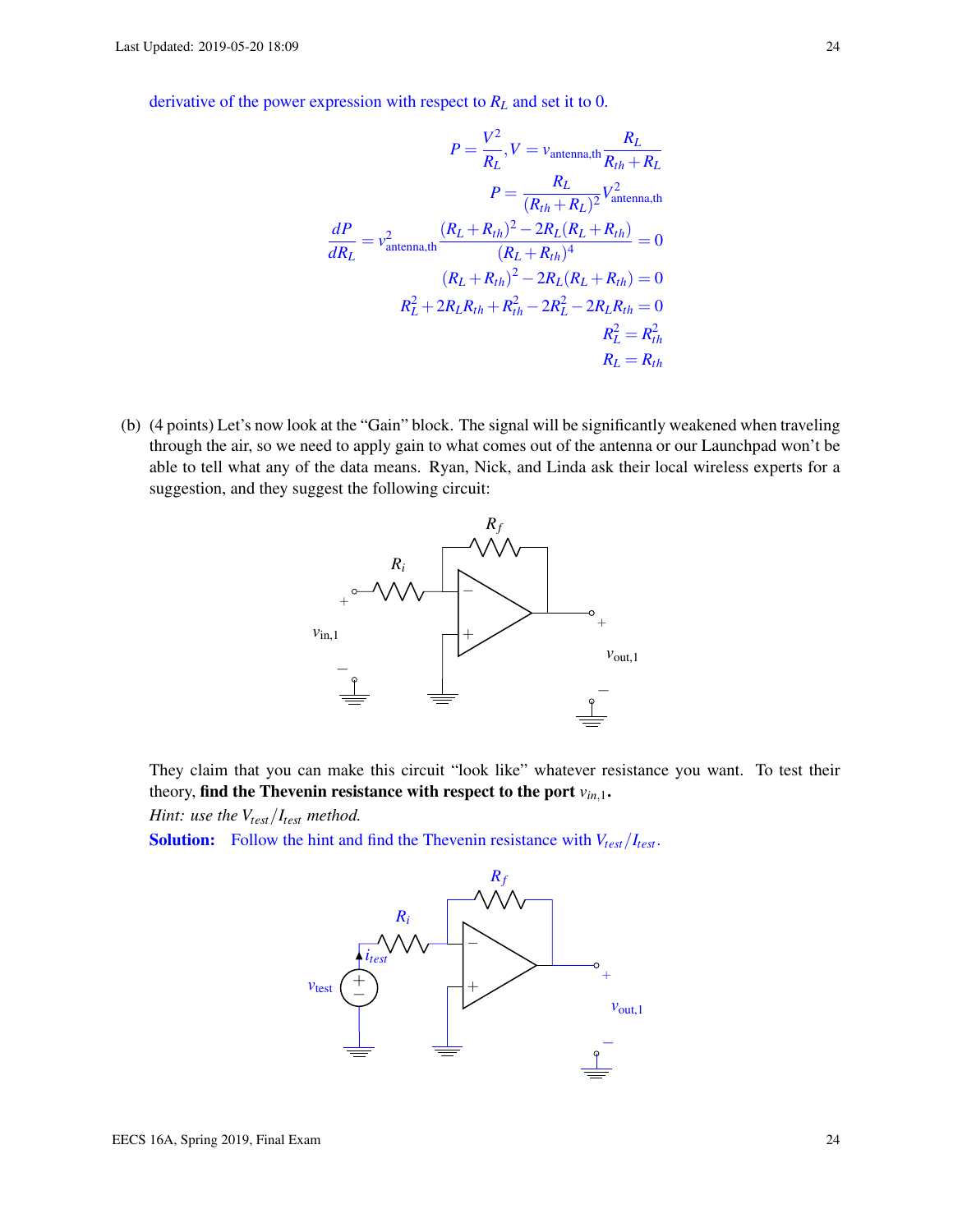derivative of the power expression with respect to $R_L$ and set it to 0.

$$P = \frac{V^2}{R_L}, V = v_{\text{antenna,th}} \frac{R_L}{R_{th} + R_L}$$

$$P = \frac{R_L}{(R_{th} + R_L)^2} V^2_{\text{antenna,th}}$$

$$\frac{dP}{dR_L} = v^2_{\text{antenna,th}} \frac{(R_L + R_{th})^2 - 2R_L(R_L + R_{th})}{(R_L + R_{th})^4} = 0$$

$$(R_L + R_{th})^2 - 2R_L(R_L + R_{th}) = 0$$

$$R_L^2 + 2R_L R_{th} + R_{th}^2 - 2R_L^2 - 2R_L R_{th} = 0$$

$$R_L^2 = R_{th}^2$$

$$R_L = R_{th}$$

(b) (4 points) Let's now look at the "Gain" block. The signal will be significantly weakened when traveling through the air, so we need to apply gain to what comes out of the antenna or our Launchpad won't be able to tell what any of the data means. Ryan, Nick, and Linda ask their local wireless experts for a suggestion, and they suggest the following circuit:

They claim that you can make this circuit "look like" whatever resistance you want. To test their theory, **find the Thevenin resistance with respect to the port $v_{in,1}$.**

*Hint: use the $V_{test}/I_{test}$ method.*

**Solution:** Follow the hint and find the Thevenin resistance with $V_{test}/I_{test}$.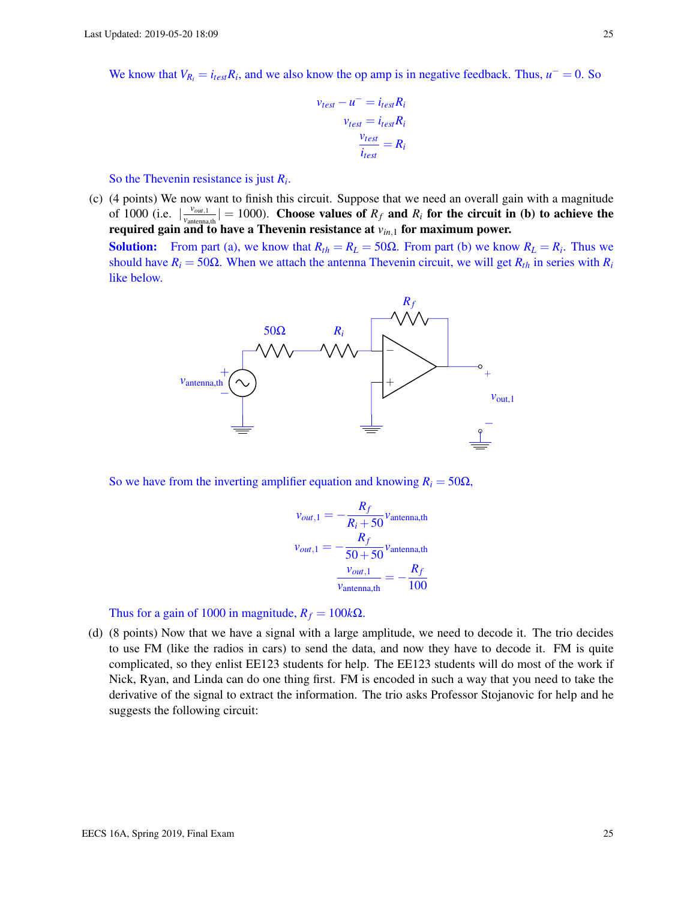We know that $V_{R_i} = i_{test}R_i$, and we also know the op amp is in negative feedback. Thus, $u^- = 0$. So

$$v_{test} - u^- = i_{test}R_i$$
$$v_{test} = i_{test}R_i$$
$$\frac{v_{test}}{i_{test}} = R_i$$

So the Thevenin resistance is just $R_i$.

(c) (4 points) We now want to finish this circuit. Suppose that we need an overall gain with a magnitude of 1000 (i.e. $|\frac{v_{out,1}}{v_{\text{antenna,th}}}| = 1000$). **Choose values of $R_f$ and $R_i$ for the circuit in (b) to achieve the required gain and to have a Thevenin resistance at $v_{in,1}$ for maximum power.**

**Solution:** From part (a), we know that $R_{th} = R_L = 50\Omega$. From part (b) we know $R_L = R_i$. Thus we should have $R_i = 50\Omega$. When we attach the antenna Thevenin circuit, we will get $R_{th}$ in series with $R_i$ like below.

So we have from the inverting amplifier equation and knowing $R_i = 50\Omega$,

$$v_{out,1} = -\frac{R_f}{R_i + 50} v_{\text{antenna,th}}$$
$$v_{out,1} = -\frac{R_f}{50 + 50} v_{\text{antenna,th}}$$
$$\frac{v_{out,1}}{v_{\text{antenna,th}}} = -\frac{R_f}{100}$$

Thus for a gain of 1000 in magnitude, $R_f = 100k\Omega$.

(d) (8 points) Now that we have a signal with a large amplitude, we need to decode it. The trio decides to use FM (like the radios in cars) to send the data, and now they have to decode it. FM is quite complicated, so they enlist EE123 students for help. The EE123 students will do most of the work if Nick, Ryan, and Linda can do one thing first. FM is encoded in such a way that you need to take the derivative of the signal to extract the information. The trio asks Professor Stojanovic for help and he suggests the following circuit: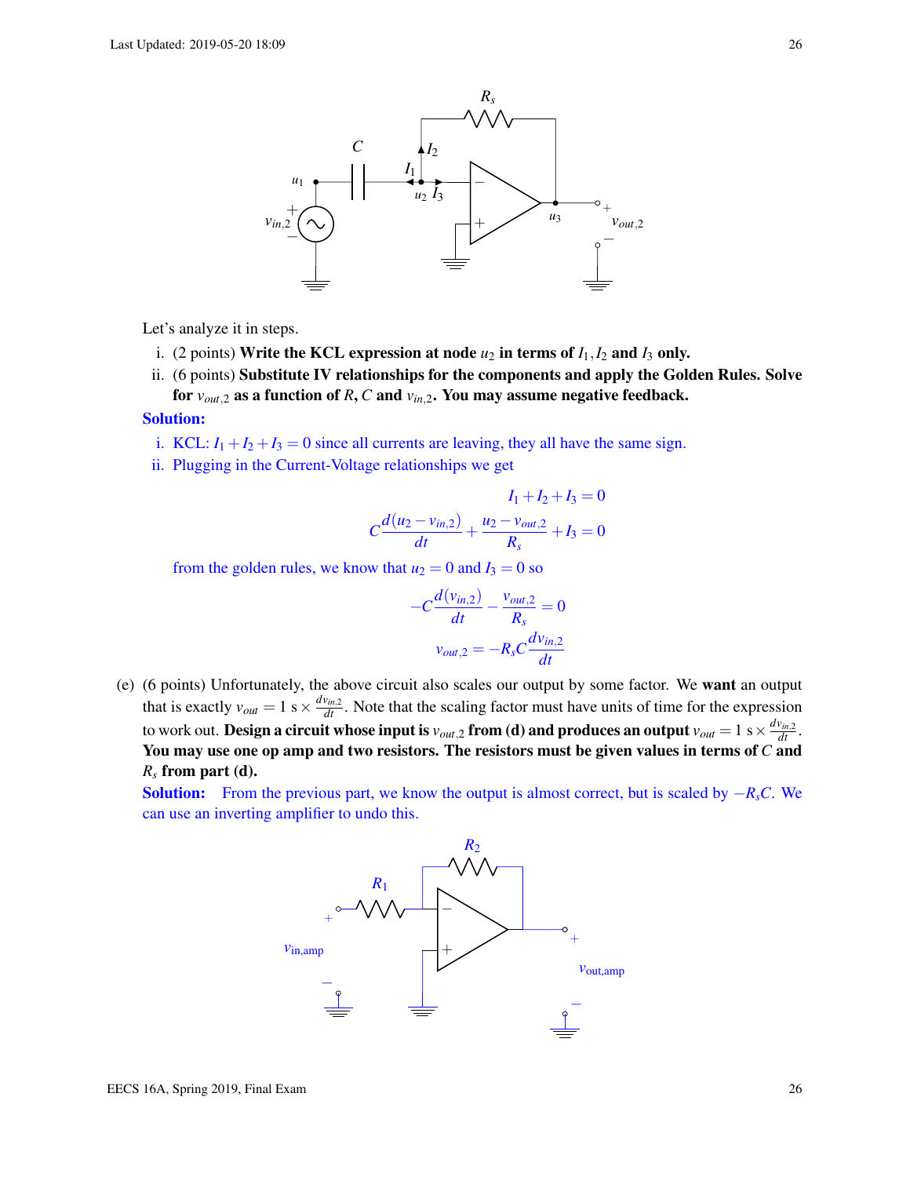Let's analyze it in steps.

i. (2 points) **Write the KCL expression at node $u_2$ in terms of $I_1, I_2$ and $I_3$ only.**

ii. (6 points) **Substitute IV relationships for the components and apply the Golden Rules. Solve for $v_{out,2}$ as a function of $R$, $C$ and $v_{in,2}$. You may assume negative feedback.**

**Solution:**

i. KCL: $I_1 + I_2 + I_3 = 0$ since all currents are leaving, they all have the same sign.

ii. Plugging in the Current-Voltage relationships we get

$$I_1 + I_2 + I_3 = 0$$

$$C\frac{d(u_2 - v_{in,2})}{dt} + \frac{u_2 - v_{out,2}}{R_s} + I_3 = 0$$

from the golden rules, we know that $u_2 = 0$ and $I_3 = 0$ so

$$-C\frac{d(v_{in,2})}{dt} - \frac{v_{out,2}}{R_s} = 0$$

$$v_{out,2} = -R_s C \frac{dv_{in,2}}{dt}$$

(e) (6 points) Unfortunately, the above circuit also scales our output by some factor. We **want** an output that is exactly $v_{out} = 1\text{ s} \times \frac{dv_{in,2}}{dt}$. Note that the scaling factor must have units of time for the expression to work out. **Design a circuit whose input is $v_{out,2}$ from (d) and produces an output $v_{out} = 1\text{ s} \times \frac{dv_{in,2}}{dt}$. You may use one op amp and two resistors. The resistors must be given values in terms of $C$ and $R_s$ from part (d).**

**Solution:** From the previous part, we know the output is almost correct, but is scaled by $-R_s C$. We can use an inverting amplifier to undo this.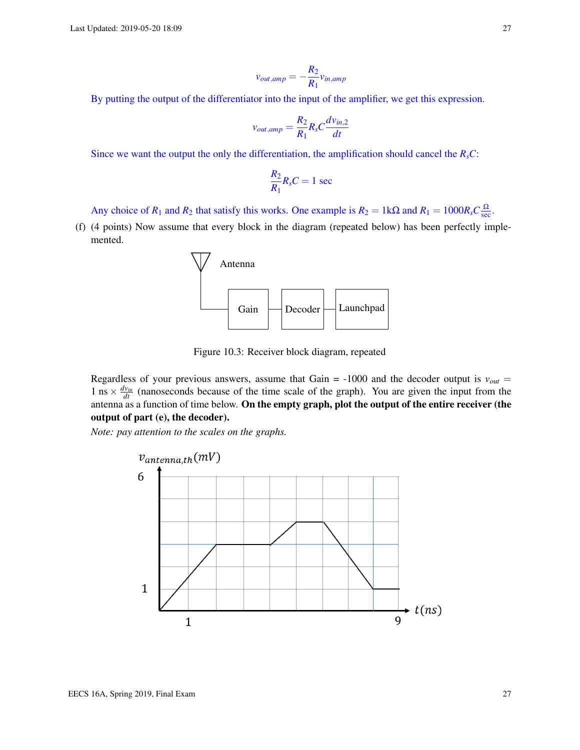$$v_{out,amp} = -\frac{R_2}{R_1} v_{in,amp}$$

By putting the output of the differentiator into the input of the amplifier, we get this expression.

$$v_{out,amp} = \frac{R_2}{R_1} R_s C \frac{dv_{in,2}}{dt}$$

Since we want the output the only the differentiation, the amplification should cancel the $R_s C$:

$$\frac{R_2}{R_1} R_s C = 1 \text{ sec}$$

Any choice of $R_1$ and $R_2$ that satisfy this works. One example is $R_2 = 1\text{k}\Omega$ and $R_1 = 1000 R_s C \frac{\Omega}{\text{sec}}$.

(f) (4 points) Now assume that every block in the diagram (repeated below) has been perfectly implemented.

Antenna

Gain — Decoder — Launchpad

Figure 10.3: Receiver block diagram, repeated

Regardless of your previous answers, assume that Gain = -1000 and the decoder output is $v_{out} = 1 \text{ ns} \times \frac{dv_{in}}{dt}$ (nanoseconds because of the time scale of the graph). You are given the input from the antenna as a function of time below. **On the empty graph, plot the output of the entire receiver (the output of part (e), the decoder).**

*Note: pay attention to the scales on the graphs.*

$v_{antenna,th}(mV)$

6

1

1 9 $t(ns)$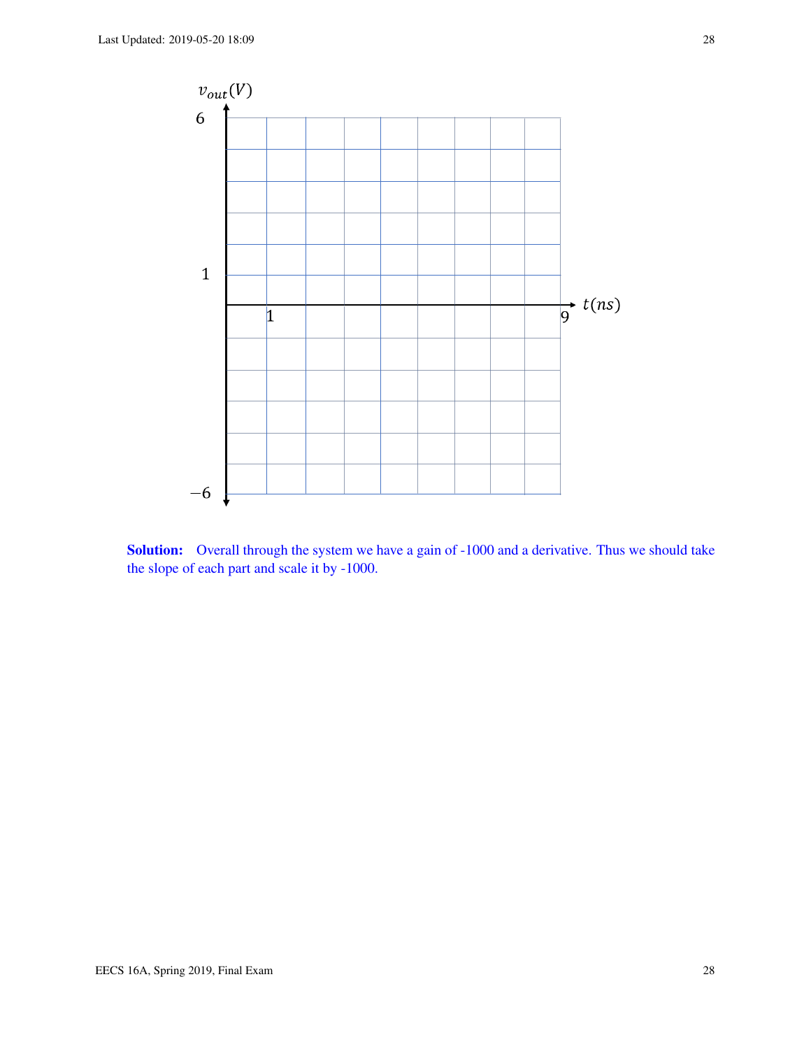**Solution:** Overall through the system we have a gain of -1000 and a derivative. Thus we should take the slope of each part and scale it by -1000.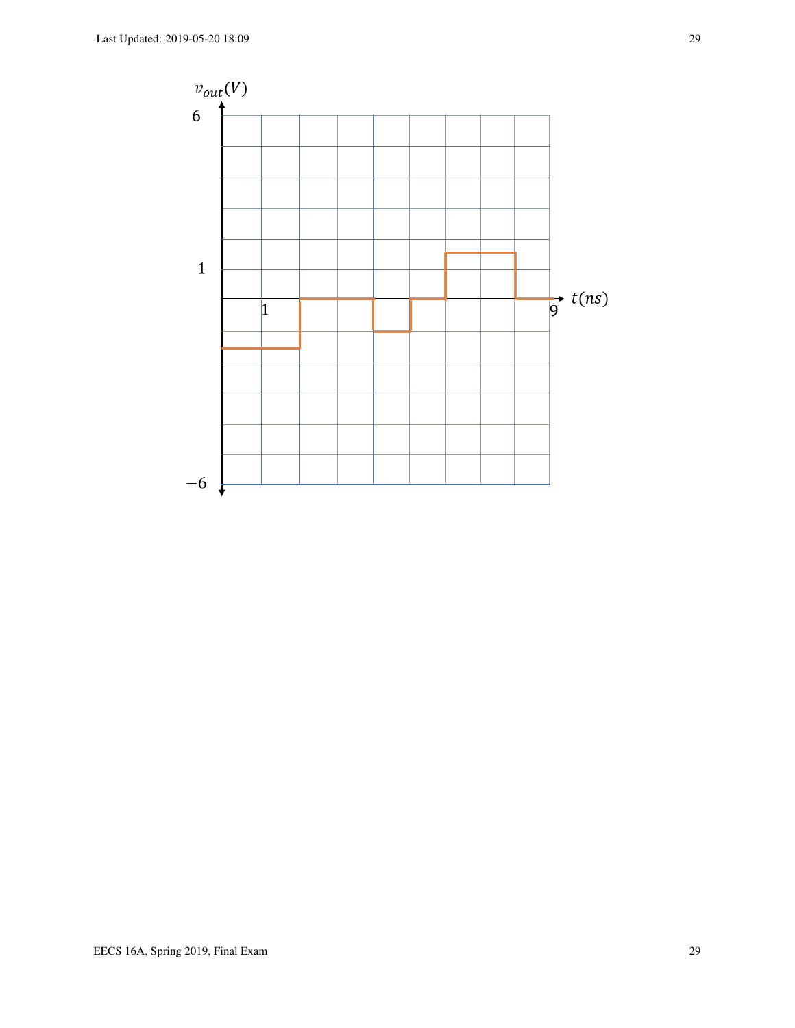$v_{out}(V)$

6

1

−6

1

9

$t(ns)$